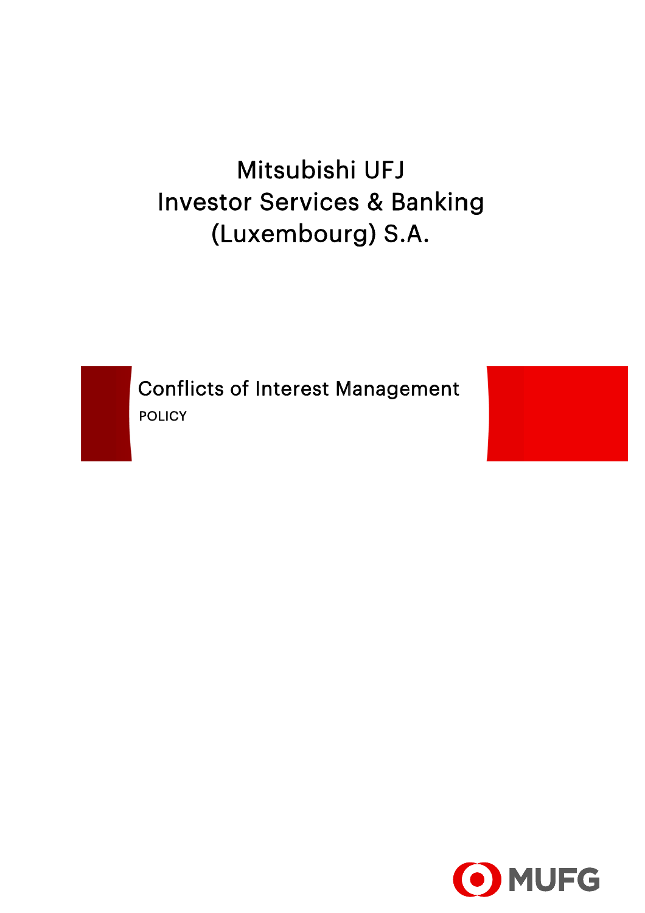# Mitsubishi UFJ Investor Services & Banking (Luxembourg) S.A.

## Conflicts of Interest Management

POLICY

MUFG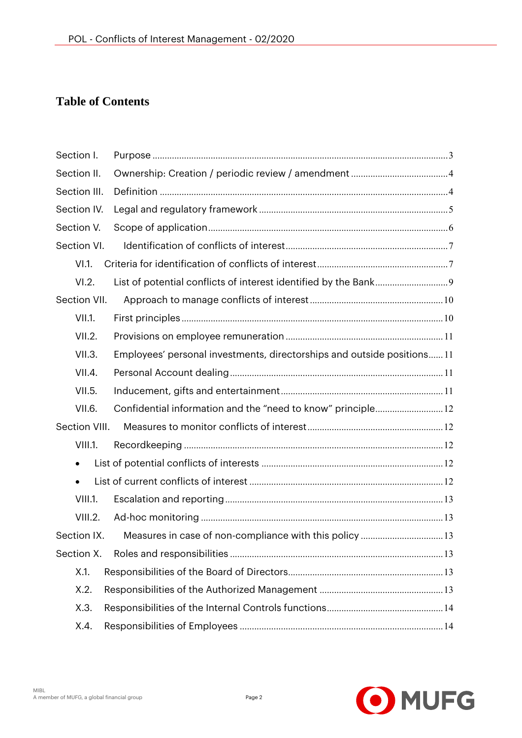## Table of Contents

| | | |
|---|---|---|
| Section I. | Purpose | 3 |
| Section II. | Ownership: Creation / periodic review / amendment | 4 |
| Section III. | Definition | 4 |
| Section IV. | Legal and regulatory framework | 5 |
| Section V. | Scope of application | 6 |
| Section VI. | Identification of conflicts of interest | 7 |
| VI.1. | Criteria for identification of conflicts of interest | 7 |
| VI.2. | List of potential conflicts of interest identified by the Bank | 9 |
| Section VII. | Approach to manage conflicts of interest | 10 |
| VII.1. | First principles | 10 |
| VII.2. | Provisions on employee remuneration | 11 |
| VII.3. | Employees' personal investments, directorships and outside positions | 11 |
| VII.4. | Personal Account dealing | 11 |
| VII.5. | Inducement, gifts and entertainment | 11 |
| VII.6. | Confidential information and the "need to know" principle | 12 |
| Section VIII. | Measures to monitor conflicts of interest | 12 |
| VIII.1. | Recordkeeping | 12 |
| • | List of potential conflicts of interests | 12 |
| • | List of current conflicts of interest | 12 |
| VIII.1. | Escalation and reporting | 13 |
| VIII.2. | Ad-hoc monitoring | 13 |
| Section IX. | Measures in case of non-compliance with this policy | 13 |
| Section X. | Roles and responsibilities | 13 |
| X.1. | Responsibilities of the Board of Directors | 13 |
| X.2. | Responsibilities of the Authorized Management | 13 |
| X.3. | Responsibilities of the Internal Controls functions | 14 |
| X.4. | Responsibilities of Employees | 14 |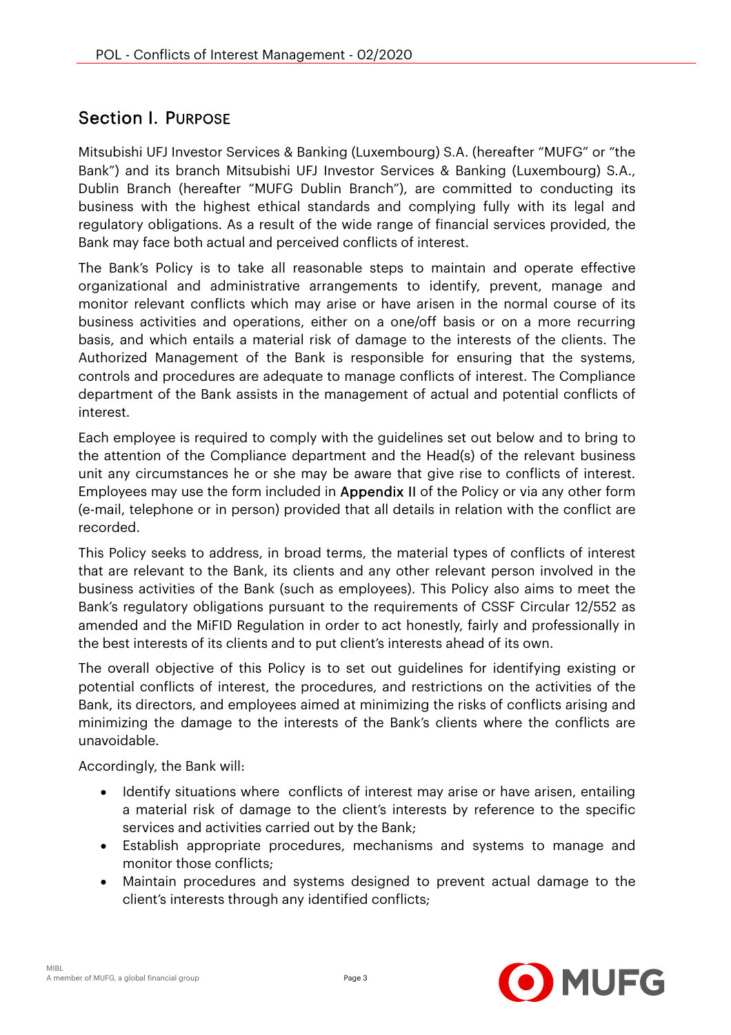## Section I. Purpose

Mitsubishi UFJ Investor Services & Banking (Luxembourg) S.A. (hereafter "MUFG" or "the Bank") and its branch Mitsubishi UFJ Investor Services & Banking (Luxembourg) S.A., Dublin Branch (hereafter "MUFG Dublin Branch"), are committed to conducting its business with the highest ethical standards and complying fully with its legal and regulatory obligations. As a result of the wide range of financial services provided, the Bank may face both actual and perceived conflicts of interest.

The Bank's Policy is to take all reasonable steps to maintain and operate effective organizational and administrative arrangements to identify, prevent, manage and monitor relevant conflicts which may arise or have arisen in the normal course of its business activities and operations, either on a one/off basis or on a more recurring basis, and which entails a material risk of damage to the interests of the clients. The Authorized Management of the Bank is responsible for ensuring that the systems, controls and procedures are adequate to manage conflicts of interest. The Compliance department of the Bank assists in the management of actual and potential conflicts of interest.

Each employee is required to comply with the guidelines set out below and to bring to the attention of the Compliance department and the Head(s) of the relevant business unit any circumstances he or she may be aware that give rise to conflicts of interest. Employees may use the form included in **Appendix II** of the Policy or via any other form (e-mail, telephone or in person) provided that all details in relation with the conflict are recorded.

This Policy seeks to address, in broad terms, the material types of conflicts of interest that are relevant to the Bank, its clients and any other relevant person involved in the business activities of the Bank (such as employees). This Policy also aims to meet the Bank's regulatory obligations pursuant to the requirements of CSSF Circular 12/552 as amended and the MiFID Regulation in order to act honestly, fairly and professionally in the best interests of its clients and to put client's interests ahead of its own.

The overall objective of this Policy is to set out guidelines for identifying existing or potential conflicts of interest, the procedures, and restrictions on the activities of the Bank, its directors, and employees aimed at minimizing the risks of conflicts arising and minimizing the damage to the interests of the Bank's clients where the conflicts are unavoidable.

Accordingly, the Bank will:

- Identify situations where conflicts of interest may arise or have arisen, entailing a material risk of damage to the client's interests by reference to the specific services and activities carried out by the Bank;
- Establish appropriate procedures, mechanisms and systems to manage and monitor those conflicts;
- Maintain procedures and systems designed to prevent actual damage to the client's interests through any identified conflicts;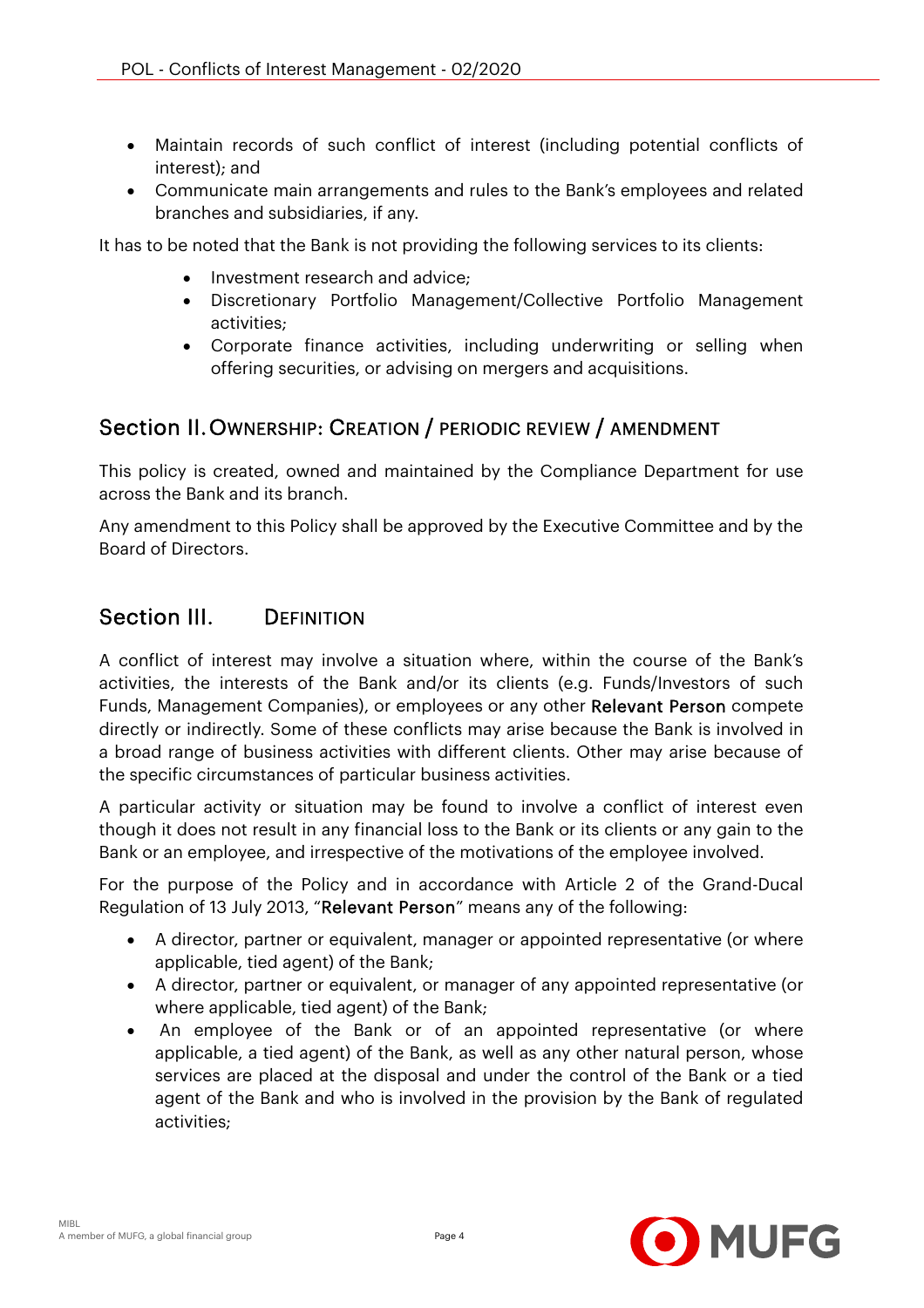- Maintain records of such conflict of interest (including potential conflicts of interest); and
- Communicate main arrangements and rules to the Bank's employees and related branches and subsidiaries, if any.

It has to be noted that the Bank is not providing the following services to its clients:

- Investment research and advice;
- Discretionary Portfolio Management/Collective Portfolio Management activities;
- Corporate finance activities, including underwriting or selling when offering securities, or advising on mergers and acquisitions.

## Section II. Ownership: Creation / periodic review / amendment

This policy is created, owned and maintained by the Compliance Department for use across the Bank and its branch.

Any amendment to this Policy shall be approved by the Executive Committee and by the Board of Directors.

## Section III. Definition

A conflict of interest may involve a situation where, within the course of the Bank's activities, the interests of the Bank and/or its clients (e.g. Funds/Investors of such Funds, Management Companies), or employees or any other **Relevant Person** compete directly or indirectly. Some of these conflicts may arise because the Bank is involved in a broad range of business activities with different clients. Other may arise because of the specific circumstances of particular business activities.

A particular activity or situation may be found to involve a conflict of interest even though it does not result in any financial loss to the Bank or its clients or any gain to the Bank or an employee, and irrespective of the motivations of the employee involved.

For the purpose of the Policy and in accordance with Article 2 of the Grand-Ducal Regulation of 13 July 2013, "**Relevant Person**" means any of the following:

- A director, partner or equivalent, manager or appointed representative (or where applicable, tied agent) of the Bank;
- A director, partner or equivalent, or manager of any appointed representative (or where applicable, tied agent) of the Bank;
- An employee of the Bank or of an appointed representative (or where applicable, a tied agent) of the Bank, as well as any other natural person, whose services are placed at the disposal and under the control of the Bank or a tied agent of the Bank and who is involved in the provision by the Bank of regulated activities;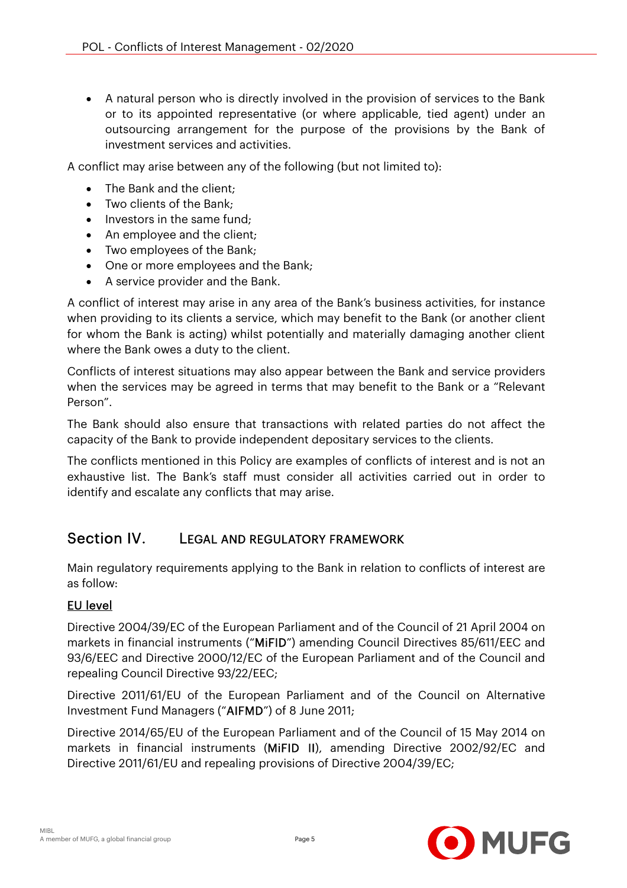- A natural person who is directly involved in the provision of services to the Bank or to its appointed representative (or where applicable, tied agent) under an outsourcing arrangement for the purpose of the provisions by the Bank of investment services and activities.

A conflict may arise between any of the following (but not limited to):

- The Bank and the client;
- Two clients of the Bank;
- Investors in the same fund;
- An employee and the client;
- Two employees of the Bank;
- One or more employees and the Bank;
- A service provider and the Bank.

A conflict of interest may arise in any area of the Bank's business activities, for instance when providing to its clients a service, which may benefit to the Bank (or another client for whom the Bank is acting) whilst potentially and materially damaging another client where the Bank owes a duty to the client.

Conflicts of interest situations may also appear between the Bank and service providers when the services may be agreed in terms that may benefit to the Bank or a "Relevant Person".

The Bank should also ensure that transactions with related parties do not affect the capacity of the Bank to provide independent depositary services to the clients.

The conflicts mentioned in this Policy are examples of conflicts of interest and is not an exhaustive list. The Bank's staff must consider all activities carried out in order to identify and escalate any conflicts that may arise.

## Section IV. LEGAL AND REGULATORY FRAMEWORK

Main regulatory requirements applying to the Bank in relation to conflicts of interest are as follow:

**EU level**

Directive 2004/39/EC of the European Parliament and of the Council of 21 April 2004 on markets in financial instruments ("**MiFID**") amending Council Directives 85/611/EEC and 93/6/EEC and Directive 2000/12/EC of the European Parliament and of the Council and repealing Council Directive 93/22/EEC;

Directive 2011/61/EU of the European Parliament and of the Council on Alternative Investment Fund Managers ("**AIFMD**") of 8 June 2011;

Directive 2014/65/EU of the European Parliament and of the Council of 15 May 2014 on markets in financial instruments (**MiFID II**), amending Directive 2002/92/EC and Directive 2011/61/EU and repealing provisions of Directive 2004/39/EC;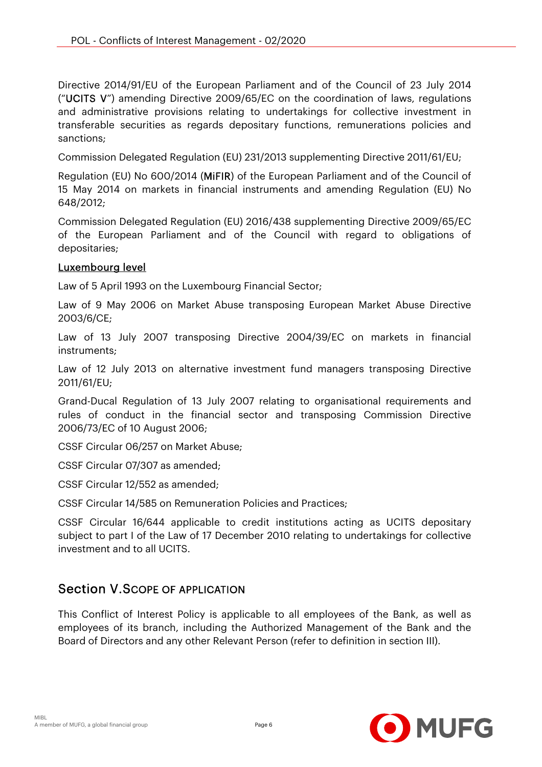Directive 2014/91/EU of the European Parliament and of the Council of 23 July 2014 ("**UCITS V**") amending Directive 2009/65/EC on the coordination of laws, regulations and administrative provisions relating to undertakings for collective investment in transferable securities as regards depositary functions, remunerations policies and sanctions;

Commission Delegated Regulation (EU) 231/2013 supplementing Directive 2011/61/EU;

Regulation (EU) No 600/2014 (**MiFIR**) of the European Parliament and of the Council of 15 May 2014 on markets in financial instruments and amending Regulation (EU) No 648/2012;

Commission Delegated Regulation (EU) 2016/438 supplementing Directive 2009/65/EC of the European Parliament and of the Council with regard to obligations of depositaries;

<u>Luxembourg level</u>

Law of 5 April 1993 on the Luxembourg Financial Sector;

Law of 9 May 2006 on Market Abuse transposing European Market Abuse Directive 2003/6/CE;

Law of 13 July 2007 transposing Directive 2004/39/EC on markets in financial instruments;

Law of 12 July 2013 on alternative investment fund managers transposing Directive 2011/61/EU;

Grand-Ducal Regulation of 13 July 2007 relating to organisational requirements and rules of conduct in the financial sector and transposing Commission Directive 2006/73/EC of 10 August 2006;

CSSF Circular 06/257 on Market Abuse;

CSSF Circular 07/307 as amended;

CSSF Circular 12/552 as amended;

CSSF Circular 14/585 on Remuneration Policies and Practices;

CSSF Circular 16/644 applicable to credit institutions acting as UCITS depositary subject to part I of the Law of 17 December 2010 relating to undertakings for collective investment and to all UCITS.

## Section V. SCOPE OF APPLICATION

This Conflict of Interest Policy is applicable to all employees of the Bank, as well as employees of its branch, including the Authorized Management of the Bank and the Board of Directors and any other Relevant Person (refer to definition in section III).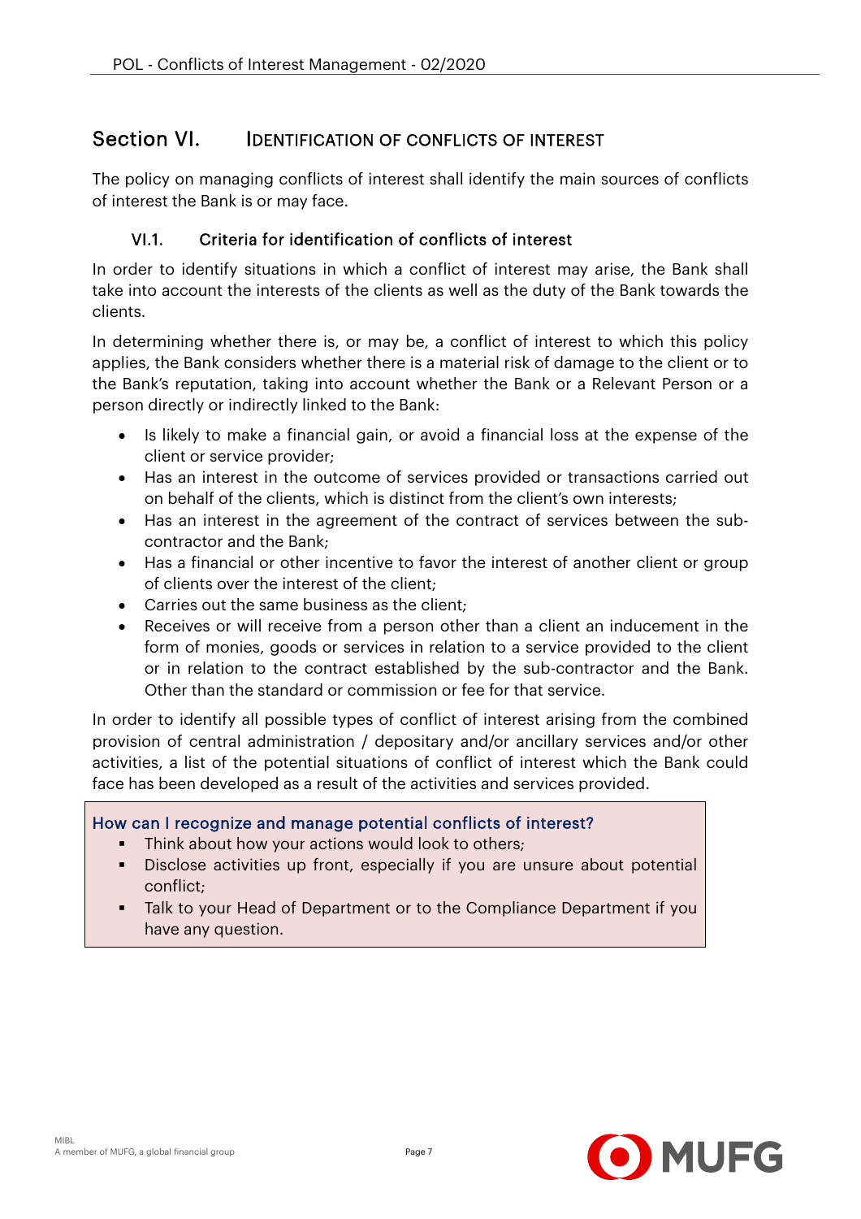## Section VI. IDENTIFICATION OF CONFLICTS OF INTEREST

The policy on managing conflicts of interest shall identify the main sources of conflicts of interest the Bank is or may face.

### VI.1. Criteria for identification of conflicts of interest

In order to identify situations in which a conflict of interest may arise, the Bank shall take into account the interests of the clients as well as the duty of the Bank towards the clients.

In determining whether there is, or may be, a conflict of interest to which this policy applies, the Bank considers whether there is a material risk of damage to the client or to the Bank's reputation, taking into account whether the Bank or a Relevant Person or a person directly or indirectly linked to the Bank:

- Is likely to make a financial gain, or avoid a financial loss at the expense of the client or service provider;
- Has an interest in the outcome of services provided or transactions carried out on behalf of the clients, which is distinct from the client's own interests;
- Has an interest in the agreement of the contract of services between the sub-contractor and the Bank;
- Has a financial or other incentive to favor the interest of another client or group of clients over the interest of the client;
- Carries out the same business as the client;
- Receives or will receive from a person other than a client an inducement in the form of monies, goods or services in relation to a service provided to the client or in relation to the contract established by the sub-contractor and the Bank. Other than the standard or commission or fee for that service.

In order to identify all possible types of conflict of interest arising from the combined provision of central administration / depositary and/or ancillary services and/or other activities, a list of the potential situations of conflict of interest which the Bank could face has been developed as a result of the activities and services provided.

> **How can I recognize and manage potential conflicts of interest?**
>
> - Think about how your actions would look to others;
> - Disclose activities up front, especially if you are unsure about potential conflict;
> - Talk to your Head of Department or to the Compliance Department if you have any question.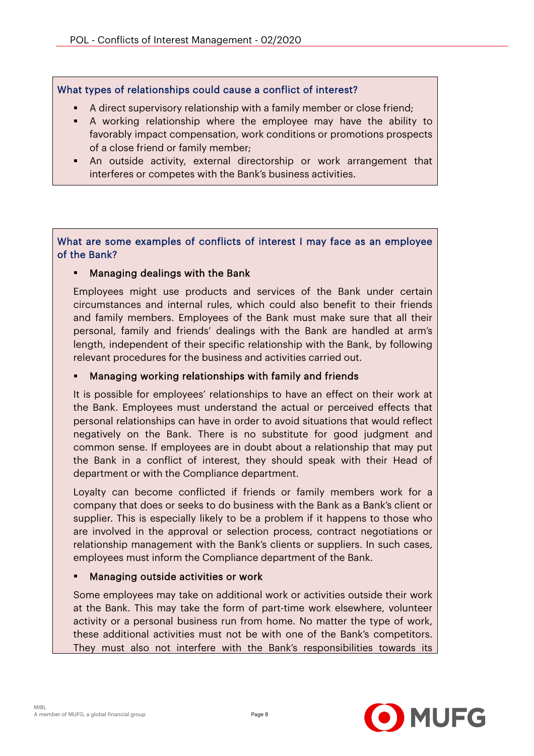### What types of relationships could cause a conflict of interest?

- A direct supervisory relationship with a family member or close friend;
- A working relationship where the employee may have the ability to favorably impact compensation, work conditions or promotions prospects of a close friend or family member;
- An outside activity, external directorship or work arrangement that interferes or competes with the Bank's business activities.

### What are some examples of conflicts of interest I may face as an employee of the Bank?

- Managing dealings with the Bank

Employees might use products and services of the Bank under certain circumstances and internal rules, which could also benefit to their friends and family members. Employees of the Bank must make sure that all their personal, family and friends' dealings with the Bank are handled at arm's length, independent of their specific relationship with the Bank, by following relevant procedures for the business and activities carried out.

- Managing working relationships with family and friends

It is possible for employees' relationships to have an effect on their work at the Bank. Employees must understand the actual or perceived effects that personal relationships can have in order to avoid situations that would reflect negatively on the Bank. There is no substitute for good judgment and common sense. If employees are in doubt about a relationship that may put the Bank in a conflict of interest, they should speak with their Head of department or with the Compliance department.

Loyalty can become conflicted if friends or family members work for a company that does or seeks to do business with the Bank as a Bank's client or supplier. This is especially likely to be a problem if it happens to those who are involved in the approval or selection process, contract negotiations or relationship management with the Bank's clients or suppliers. In such cases, employees must inform the Compliance department of the Bank.

- Managing outside activities or work

Some employees may take on additional work or activities outside their work at the Bank. This may take the form of part-time work elsewhere, volunteer activity or a personal business run from home. No matter the type of work, these additional activities must not be with one of the Bank's competitors. They must also not interfere with the Bank's responsibilities towards its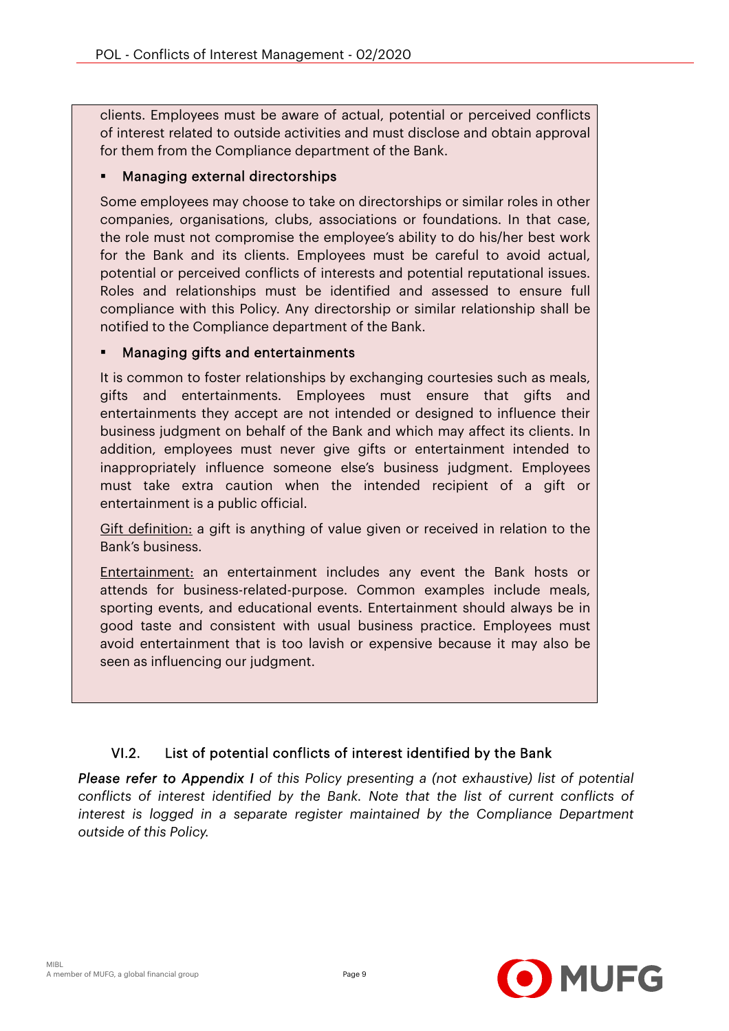clients. Employees must be aware of actual, potential or perceived conflicts of interest related to outside activities and must disclose and obtain approval for them from the Compliance department of the Bank.

- Managing external directorships

Some employees may choose to take on directorships or similar roles in other companies, organisations, clubs, associations or foundations. In that case, the role must not compromise the employee's ability to do his/her best work for the Bank and its clients. Employees must be careful to avoid actual, potential or perceived conflicts of interests and potential reputational issues. Roles and relationships must be identified and assessed to ensure full compliance with this Policy. Any directorship or similar relationship shall be notified to the Compliance department of the Bank.

- Managing gifts and entertainments

It is common to foster relationships by exchanging courtesies such as meals, gifts and entertainments. Employees must ensure that gifts and entertainments they accept are not intended or designed to influence their business judgment on behalf of the Bank and which may affect its clients. In addition, employees must never give gifts or entertainment intended to inappropriately influence someone else's business judgment. Employees must take extra caution when the intended recipient of a gift or entertainment is a public official.

Gift definition: a gift is anything of value given or received in relation to the Bank's business.

Entertainment: an entertainment includes any event the Bank hosts or attends for business-related-purpose. Common examples include meals, sporting events, and educational events. Entertainment should always be in good taste and consistent with usual business practice. Employees must avoid entertainment that is too lavish or expensive because it may also be seen as influencing our judgment.

### VI.2. List of potential conflicts of interest identified by the Bank

*Please refer to* ***Appendix I*** *of this Policy presenting a (not exhaustive) list of potential conflicts of interest identified by the Bank. Note that the list of current conflicts of interest is logged in a separate register maintained by the Compliance Department outside of this Policy.*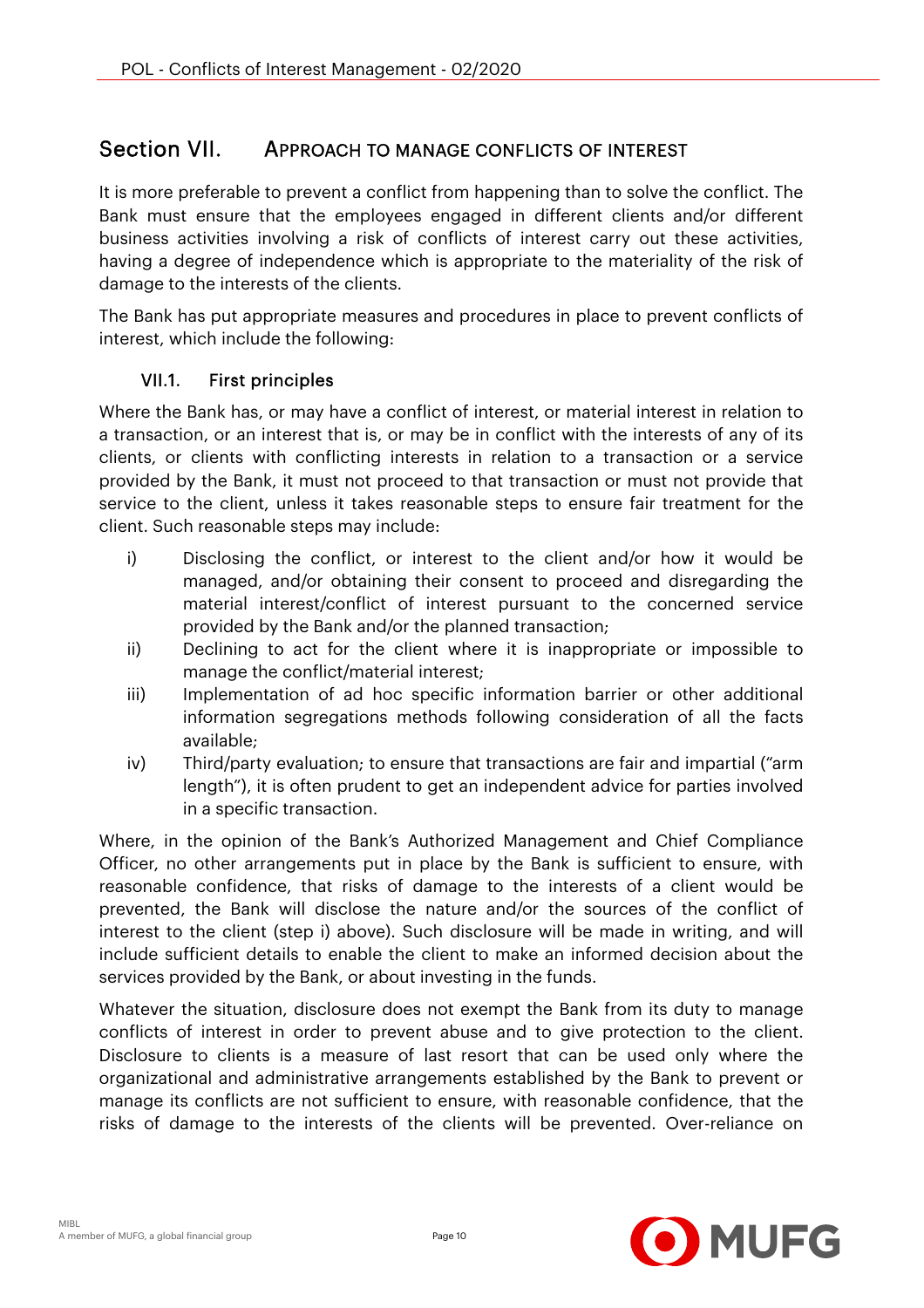## Section VII. APPROACH TO MANAGE CONFLICTS OF INTEREST

It is more preferable to prevent a conflict from happening than to solve the conflict. The Bank must ensure that the employees engaged in different clients and/or different business activities involving a risk of conflicts of interest carry out these activities, having a degree of independence which is appropriate to the materiality of the risk of damage to the interests of the clients.

The Bank has put appropriate measures and procedures in place to prevent conflicts of interest, which include the following:

### VII.1. First principles

Where the Bank has, or may have a conflict of interest, or material interest in relation to a transaction, or an interest that is, or may be in conflict with the interests of any of its clients, or clients with conflicting interests in relation to a transaction or a service provided by the Bank, it must not proceed to that transaction or must not provide that service to the client, unless it takes reasonable steps to ensure fair treatment for the client. Such reasonable steps may include:

i) Disclosing the conflict, or interest to the client and/or how it would be managed, and/or obtaining their consent to proceed and disregarding the material interest/conflict of interest pursuant to the concerned service provided by the Bank and/or the planned transaction;

ii) Declining to act for the client where it is inappropriate or impossible to manage the conflict/material interest;

iii) Implementation of ad hoc specific information barrier or other additional information segregations methods following consideration of all the facts available;

iv) Third/party evaluation; to ensure that transactions are fair and impartial ("arm length"), it is often prudent to get an independent advice for parties involved in a specific transaction.

Where, in the opinion of the Bank's Authorized Management and Chief Compliance Officer, no other arrangements put in place by the Bank is sufficient to ensure, with reasonable confidence, that risks of damage to the interests of a client would be prevented, the Bank will disclose the nature and/or the sources of the conflict of interest to the client (step i) above). Such disclosure will be made in writing, and will include sufficient details to enable the client to make an informed decision about the services provided by the Bank, or about investing in the funds.

Whatever the situation, disclosure does not exempt the Bank from its duty to manage conflicts of interest in order to prevent abuse and to give protection to the client. Disclosure to clients is a measure of last resort that can be used only where the organizational and administrative arrangements established by the Bank to prevent or manage its conflicts are not sufficient to ensure, with reasonable confidence, that the risks of damage to the interests of the clients will be prevented. Over-reliance on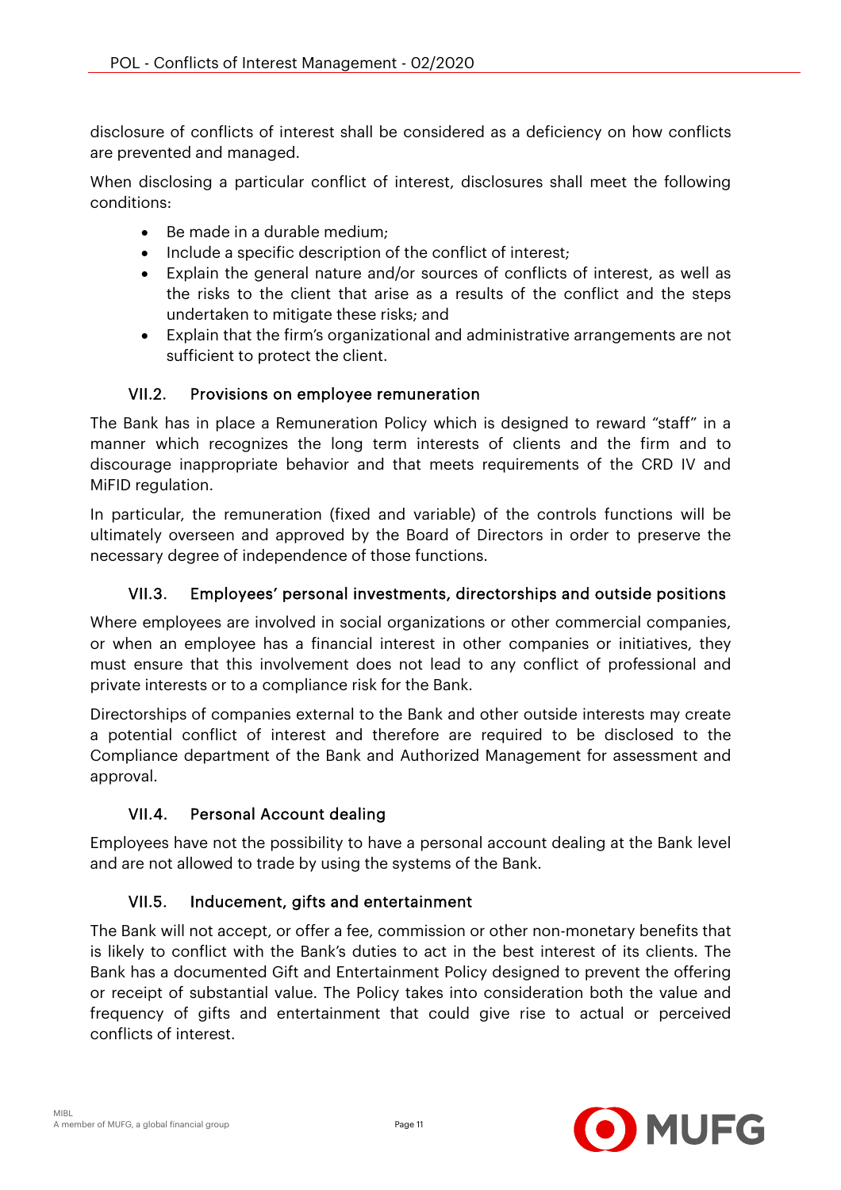disclosure of conflicts of interest shall be considered as a deficiency on how conflicts are prevented and managed.

When disclosing a particular conflict of interest, disclosures shall meet the following conditions:

- Be made in a durable medium;
- Include a specific description of the conflict of interest;
- Explain the general nature and/or sources of conflicts of interest, as well as the risks to the client that arise as a results of the conflict and the steps undertaken to mitigate these risks; and
- Explain that the firm's organizational and administrative arrangements are not sufficient to protect the client.

### VII.2. Provisions on employee remuneration

The Bank has in place a Remuneration Policy which is designed to reward "staff" in a manner which recognizes the long term interests of clients and the firm and to discourage inappropriate behavior and that meets requirements of the CRD IV and MiFID regulation.

In particular, the remuneration (fixed and variable) of the controls functions will be ultimately overseen and approved by the Board of Directors in order to preserve the necessary degree of independence of those functions.

### VII.3. Employees' personal investments, directorships and outside positions

Where employees are involved in social organizations or other commercial companies, or when an employee has a financial interest in other companies or initiatives, they must ensure that this involvement does not lead to any conflict of professional and private interests or to a compliance risk for the Bank.

Directorships of companies external to the Bank and other outside interests may create a potential conflict of interest and therefore are required to be disclosed to the Compliance department of the Bank and Authorized Management for assessment and approval.

### VII.4. Personal Account dealing

Employees have not the possibility to have a personal account dealing at the Bank level and are not allowed to trade by using the systems of the Bank.

### VII.5. Inducement, gifts and entertainment

The Bank will not accept, or offer a fee, commission or other non-monetary benefits that is likely to conflict with the Bank's duties to act in the best interest of its clients. The Bank has a documented Gift and Entertainment Policy designed to prevent the offering or receipt of substantial value. The Policy takes into consideration both the value and frequency of gifts and entertainment that could give rise to actual or perceived conflicts of interest.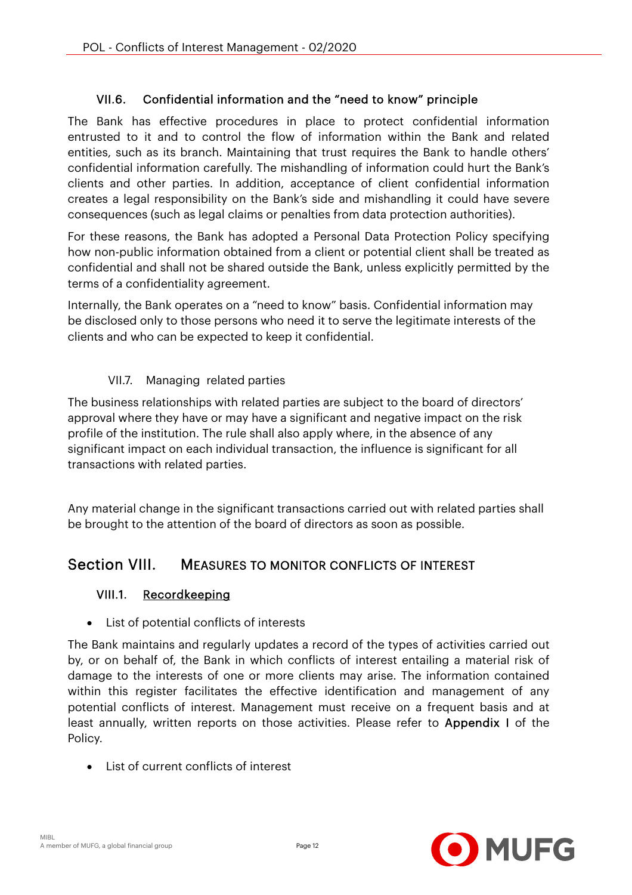### VII.6. Confidential information and the "need to know" principle

The Bank has effective procedures in place to protect confidential information entrusted to it and to control the flow of information within the Bank and related entities, such as its branch. Maintaining that trust requires the Bank to handle others' confidential information carefully. The mishandling of information could hurt the Bank's clients and other parties. In addition, acceptance of client confidential information creates a legal responsibility on the Bank's side and mishandling it could have severe consequences (such as legal claims or penalties from data protection authorities).

For these reasons, the Bank has adopted a Personal Data Protection Policy specifying how non-public information obtained from a client or potential client shall be treated as confidential and shall not be shared outside the Bank, unless explicitly permitted by the terms of a confidentiality agreement.

Internally, the Bank operates on a "need to know" basis. Confidential information may be disclosed only to those persons who need it to serve the legitimate interests of the clients and who can be expected to keep it confidential.

### VII.7. Managing related parties

The business relationships with related parties are subject to the board of directors' approval where they have or may have a significant and negative impact on the risk profile of the institution. The rule shall also apply where, in the absence of any significant impact on each individual transaction, the influence is significant for all transactions with related parties.

Any material change in the significant transactions carried out with related parties shall be brought to the attention of the board of directors as soon as possible.

## Section VIII. MEASURES TO MONITOR CONFLICTS OF INTEREST

### VIII.1. Recordkeeping

- List of potential conflicts of interests

The Bank maintains and regularly updates a record of the types of activities carried out by, or on behalf of, the Bank in which conflicts of interest entailing a material risk of damage to the interests of one or more clients may arise. The information contained within this register facilitates the effective identification and management of any potential conflicts of interest. Management must receive on a frequent basis and at least annually, written reports on those activities. Please refer to **Appendix I** of the Policy.

- List of current conflicts of interest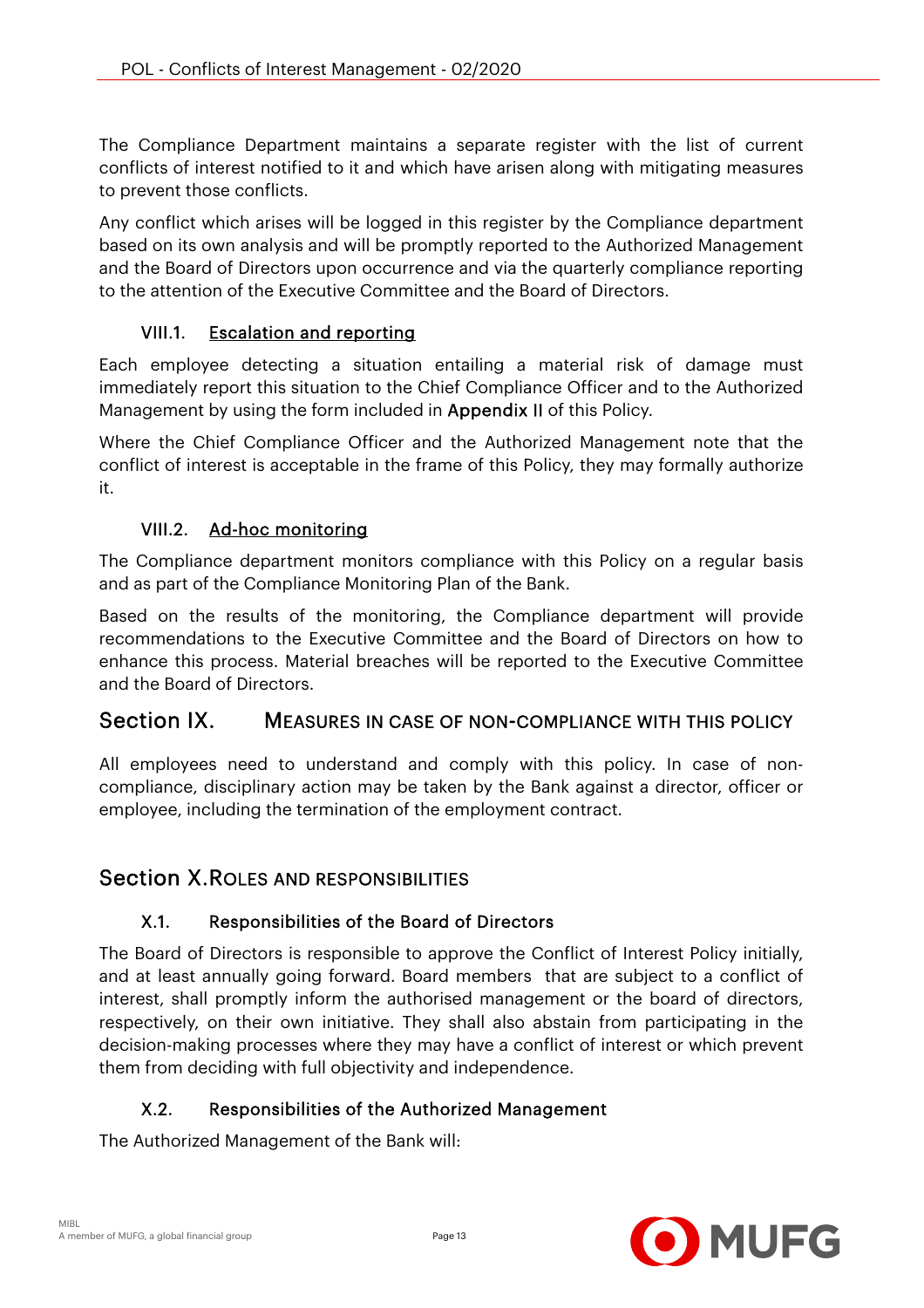The Compliance Department maintains a separate register with the list of current conflicts of interest notified to it and which have arisen along with mitigating measures to prevent those conflicts.

Any conflict which arises will be logged in this register by the Compliance department based on its own analysis and will be promptly reported to the Authorized Management and the Board of Directors upon occurrence and via the quarterly compliance reporting to the attention of the Executive Committee and the Board of Directors.

### VIII.1. Escalation and reporting

Each employee detecting a situation entailing a material risk of damage must immediately report this situation to the Chief Compliance Officer and to the Authorized Management by using the form included in **Appendix II** of this Policy.

Where the Chief Compliance Officer and the Authorized Management note that the conflict of interest is acceptable in the frame of this Policy, they may formally authorize it.

### VIII.2. Ad-hoc monitoring

The Compliance department monitors compliance with this Policy on a regular basis and as part of the Compliance Monitoring Plan of the Bank.

Based on the results of the monitoring, the Compliance department will provide recommendations to the Executive Committee and the Board of Directors on how to enhance this process. Material breaches will be reported to the Executive Committee and the Board of Directors.

## Section IX. MEASURES IN CASE OF NON-COMPLIANCE WITH THIS POLICY

All employees need to understand and comply with this policy. In case of non-compliance, disciplinary action may be taken by the Bank against a director, officer or employee, including the termination of the employment contract.

## Section X. ROLES AND RESPONSIBILITIES

### X.1. Responsibilities of the Board of Directors

The Board of Directors is responsible to approve the Conflict of Interest Policy initially, and at least annually going forward. Board members that are subject to a conflict of interest, shall promptly inform the authorised management or the board of directors, respectively, on their own initiative. They shall also abstain from participating in the decision-making processes where they may have a conflict of interest or which prevent them from deciding with full objectivity and independence.

### X.2. Responsibilities of the Authorized Management

The Authorized Management of the Bank will: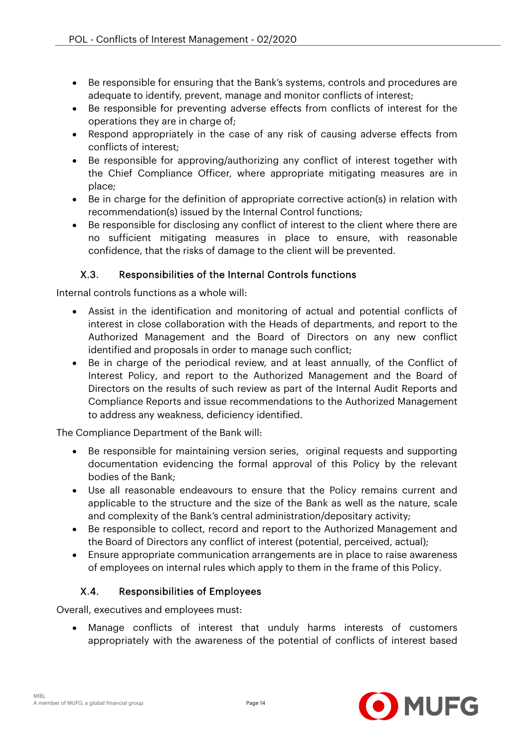- Be responsible for ensuring that the Bank's systems, controls and procedures are adequate to identify, prevent, manage and monitor conflicts of interest;
- Be responsible for preventing adverse effects from conflicts of interest for the operations they are in charge of;
- Respond appropriately in the case of any risk of causing adverse effects from conflicts of interest;
- Be responsible for approving/authorizing any conflict of interest together with the Chief Compliance Officer, where appropriate mitigating measures are in place;
- Be in charge for the definition of appropriate corrective action(s) in relation with recommendation(s) issued by the Internal Control functions;
- Be responsible for disclosing any conflict of interest to the client where there are no sufficient mitigating measures in place to ensure, with reasonable confidence, that the risks of damage to the client will be prevented.

### X.3. Responsibilities of the Internal Controls functions

Internal controls functions as a whole will:

- Assist in the identification and monitoring of actual and potential conflicts of interest in close collaboration with the Heads of departments, and report to the Authorized Management and the Board of Directors on any new conflict identified and proposals in order to manage such conflict;
- Be in charge of the periodical review, and at least annually, of the Conflict of Interest Policy, and report to the Authorized Management and the Board of Directors on the results of such review as part of the Internal Audit Reports and Compliance Reports and issue recommendations to the Authorized Management to address any weakness, deficiency identified.

The Compliance Department of the Bank will:

- Be responsible for maintaining version series, original requests and supporting documentation evidencing the formal approval of this Policy by the relevant bodies of the Bank;
- Use all reasonable endeavours to ensure that the Policy remains current and applicable to the structure and the size of the Bank as well as the nature, scale and complexity of the Bank's central administration/depositary activity;
- Be responsible to collect, record and report to the Authorized Management and the Board of Directors any conflict of interest (potential, perceived, actual);
- Ensure appropriate communication arrangements are in place to raise awareness of employees on internal rules which apply to them in the frame of this Policy.

### X.4. Responsibilities of Employees

Overall, executives and employees must:

- Manage conflicts of interest that unduly harms interests of customers appropriately with the awareness of the potential of conflicts of interest based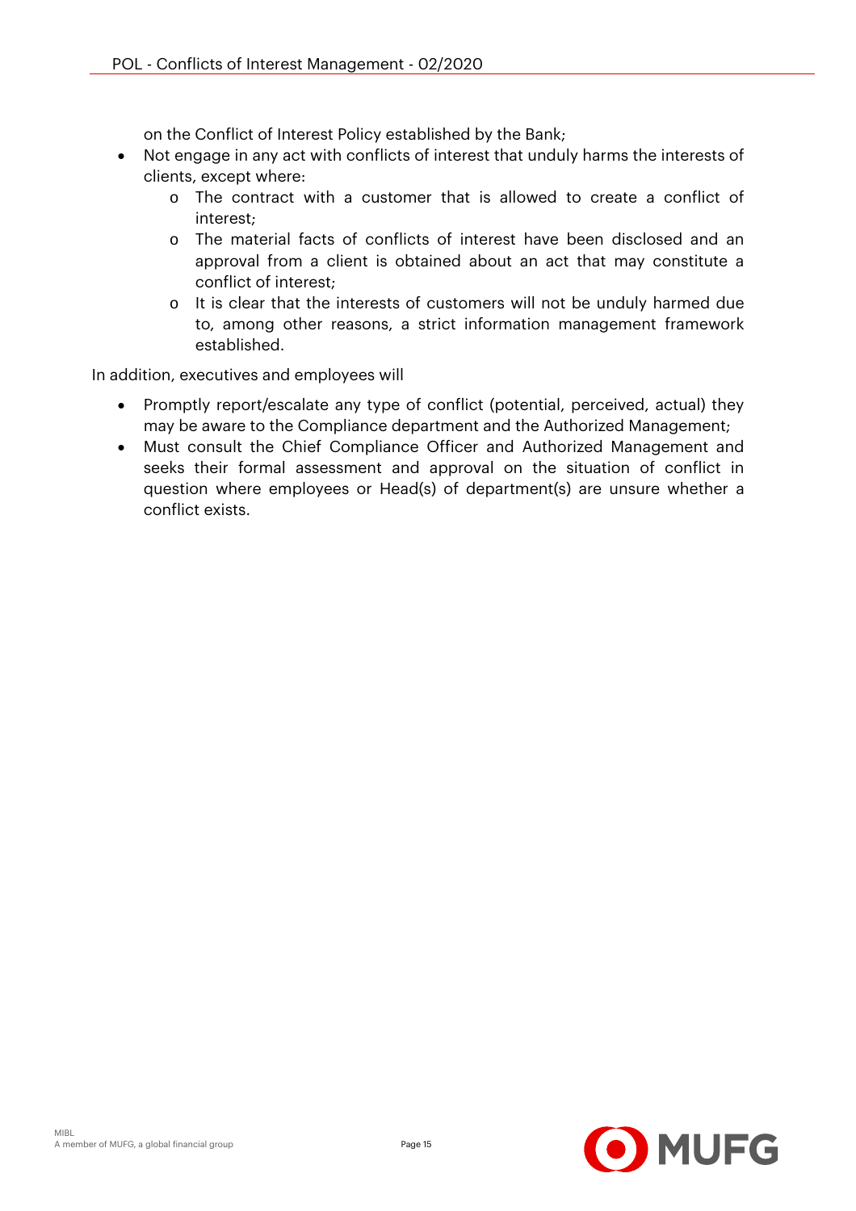on the Conflict of Interest Policy established by the Bank;

- Not engage in any act with conflicts of interest that unduly harms the interests of clients, except where:
    - The contract with a customer that is allowed to create a conflict of interest;
    - The material facts of conflicts of interest have been disclosed and an approval from a client is obtained about an act that may constitute a conflict of interest;
    - It is clear that the interests of customers will not be unduly harmed due to, among other reasons, a strict information management framework established.

In addition, executives and employees will

- Promptly report/escalate any type of conflict (potential, perceived, actual) they may be aware to the Compliance department and the Authorized Management;
- Must consult the Chief Compliance Officer and Authorized Management and seeks their formal assessment and approval on the situation of conflict in question where employees or Head(s) of department(s) are unsure whether a conflict exists.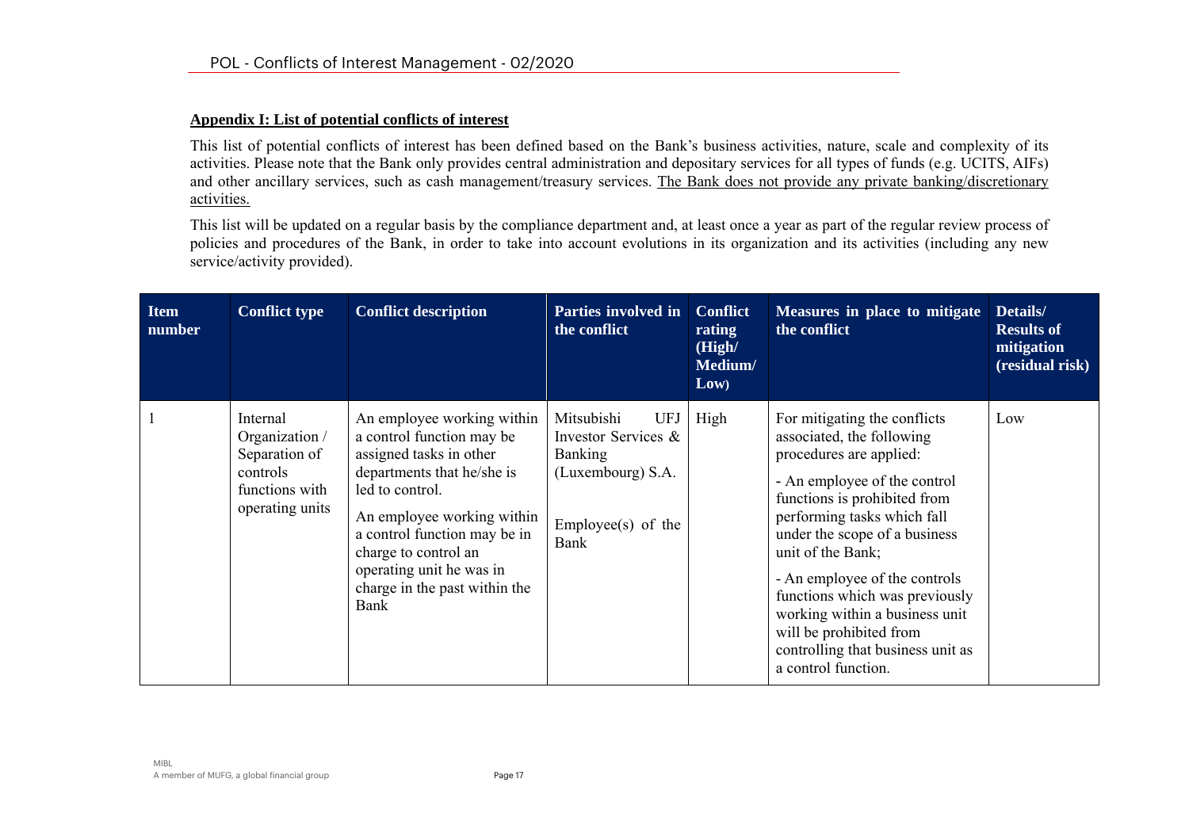## Appendix I: List of potential conflicts of interest

This list of potential conflicts of interest has been defined based on the Bank's business activities, nature, scale and complexity of its activities. Please note that the Bank only provides central administration and depositary services for all types of funds (e.g. UCITS, AIFs) and other ancillary services, such as cash management/treasury services. The Bank does not provide any private banking/discretionary activities.

This list will be updated on a regular basis by the compliance department and, at least once a year as part of the regular review process of policies and procedures of the Bank, in order to take into account evolutions in its organization and its activities (including any new service/activity provided).

| Item number | Conflict type | Conflict description | Parties involved in the conflict | Conflict rating (High/ Medium/ Low) | Measures in place to mitigate the conflict | Details/ Results of mitigation (residual risk) |
|---|---|---|---|---|---|---|
| 1 | Internal Organization / Separation of controls functions with operating units | An employee working within a control function may be assigned tasks in other departments that he/she is led to control.<br><br>An employee working within a control function may be in charge to control an operating unit he was in charge in the past within the Bank | Mitsubishi UFJ Investor Services & Banking (Luxembourg) S.A.<br><br>Employee(s) of the Bank | High | For mitigating the conflicts associated, the following procedures are applied:<br><br>- An employee of the control functions is prohibited from performing tasks which fall under the scope of a business unit of the Bank;<br><br>- An employee of the controls functions which was previously working within a business unit will be prohibited from controlling that business unit as a control function. | Low |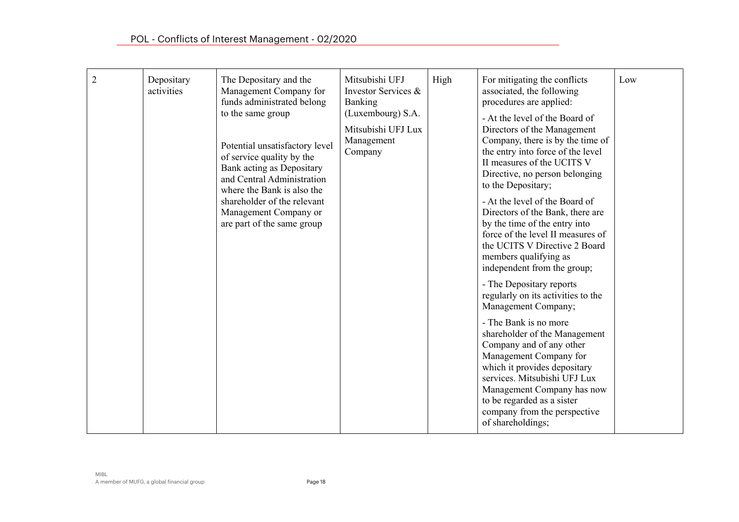| 2 | Depositary activities | The Depositary and the Management Company for funds administrated belong to the same group<br><br>Potential unsatisfactory level of service quality by the Bank acting as Depositary and Central Administration where the Bank is also the shareholder of the relevant Management Company or are part of the same group | Mitsubishi UFJ Investor Services & Banking (Luxembourg) S.A.<br><br>Mitsubishi UFJ Lux Management Company | High | For mitigating the conflicts associated, the following procedures are applied:<br><br>- At the level of the Board of Directors of the Management Company, there is by the time of the entry into force of the level II measures of the UCITS V Directive, no person belonging to the Depositary;<br><br>- At the level of the Board of Directors of the Bank, there are by the time of the entry into force of the level II measures of the UCITS V Directive 2 Board members qualifying as independent from the group;<br><br>- The Depositary reports regularly on its activities to the Management Company;<br><br>- The Bank is no more shareholder of the Management Company and of any other Management Company for which it provides depositary services. Mitsubishi UFJ Lux Management Company has now to be regarded as a sister company from the perspective of shareholdings; | Low |
|---|---|---|---|---|---|---|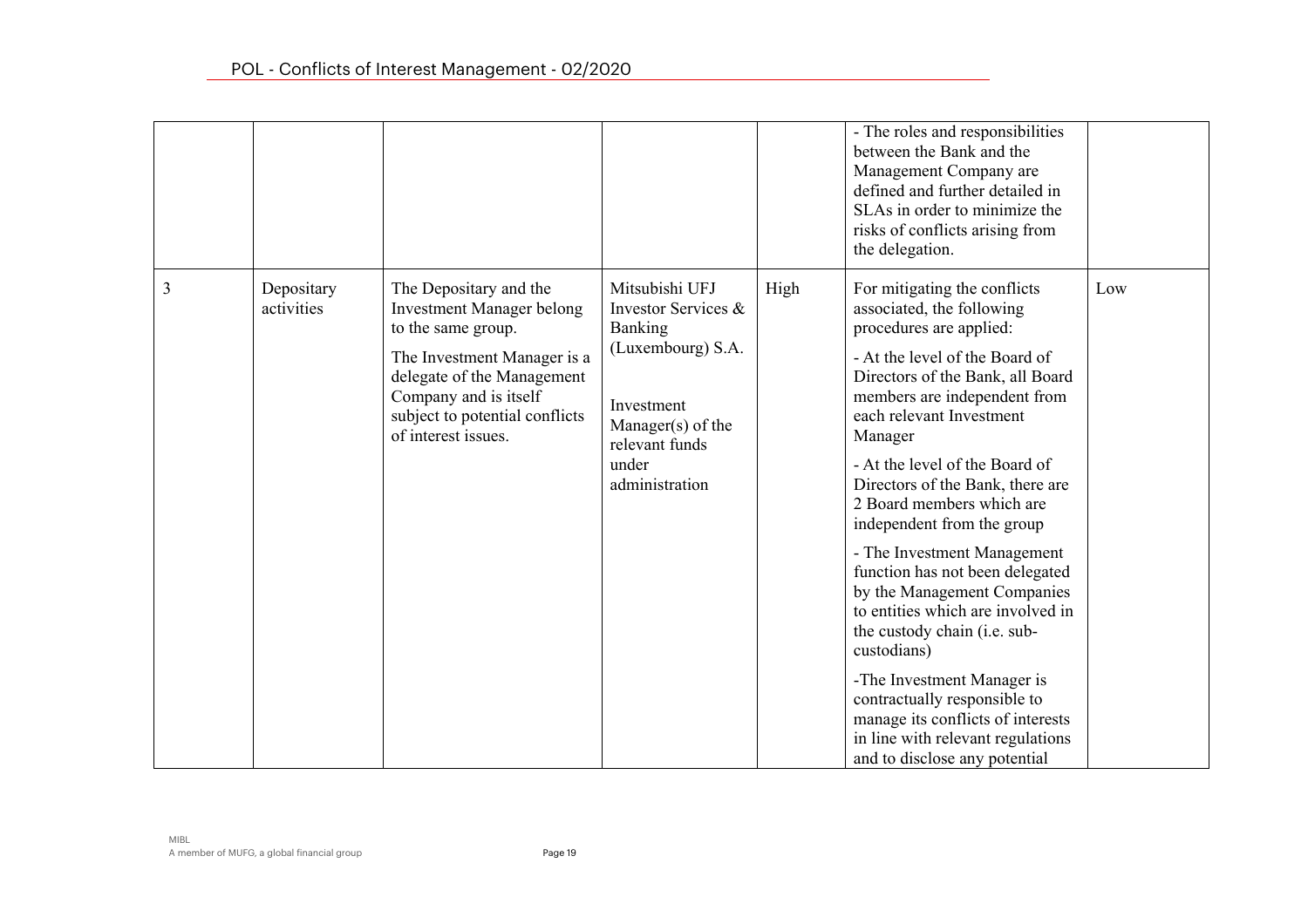| | | | | | | |
|---|---|---|---|---|---|---|
| | | | | | - The roles and responsibilities between the Bank and the Management Company are defined and further detailed in SLAs in order to minimize the risks of conflicts arising from the delegation. | |
| 3 | Depositary activities | The Depositary and the Investment Manager belong to the same group.<br><br>The Investment Manager is a delegate of the Management Company and is itself subject to potential conflicts of interest issues. | Mitsubishi UFJ Investor Services & Banking (Luxembourg) S.A.<br><br>Investment Manager(s) of the relevant funds under administration | High | For mitigating the conflicts associated, the following procedures are applied:<br><br>- At the level of the Board of Directors of the Bank, all Board members are independent from each relevant Investment Manager<br><br>- At the level of the Board of Directors of the Bank, there are 2 Board members which are independent from the group<br><br>- The Investment Management function has not been delegated by the Management Companies to entities which are involved in the custody chain (i.e. sub-custodians)<br><br>-The Investment Manager is contractually responsible to manage its conflicts of interests in line with relevant regulations and to disclose any potential | Low |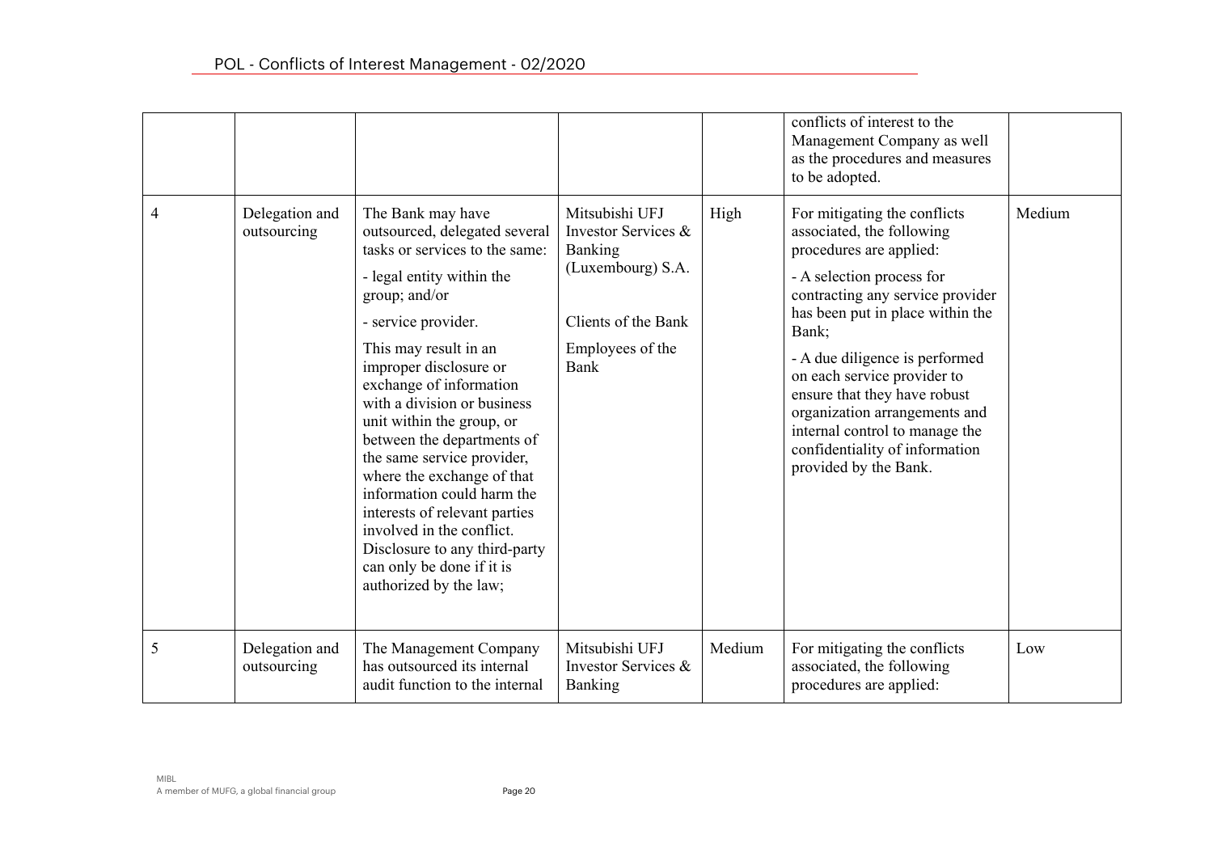| | | | | | | |
|---|---|---|---|---|---|---|
| | | | | | conflicts of interest to the Management Company as well as the procedures and measures to be adopted. | |
| 4 | Delegation and outsourcing | The Bank may have outsourced, delegated several tasks or services to the same:<br><br>- legal entity within the group; and/or<br><br>- service provider.<br><br>This may result in an improper disclosure or exchange of information with a division or business unit within the group, or between the departments of the same service provider, where the exchange of that information could harm the interests of relevant parties involved in the conflict. Disclosure to any third-party can only be done if it is authorized by the law; | Mitsubishi UFJ Investor Services & Banking (Luxembourg) S.A.<br><br>Clients of the Bank<br><br>Employees of the Bank | High | For mitigating the conflicts associated, the following procedures are applied:<br><br>- A selection process for contracting any service provider has been put in place within the Bank;<br><br>- A due diligence is performed on each service provider to ensure that they have robust organization arrangements and internal control to manage the confidentiality of information provided by the Bank. | Medium |
| 5 | Delegation and outsourcing | The Management Company has outsourced its internal audit function to the internal | Mitsubishi UFJ Investor Services & Banking | Medium | For mitigating the conflicts associated, the following procedures are applied: | Low |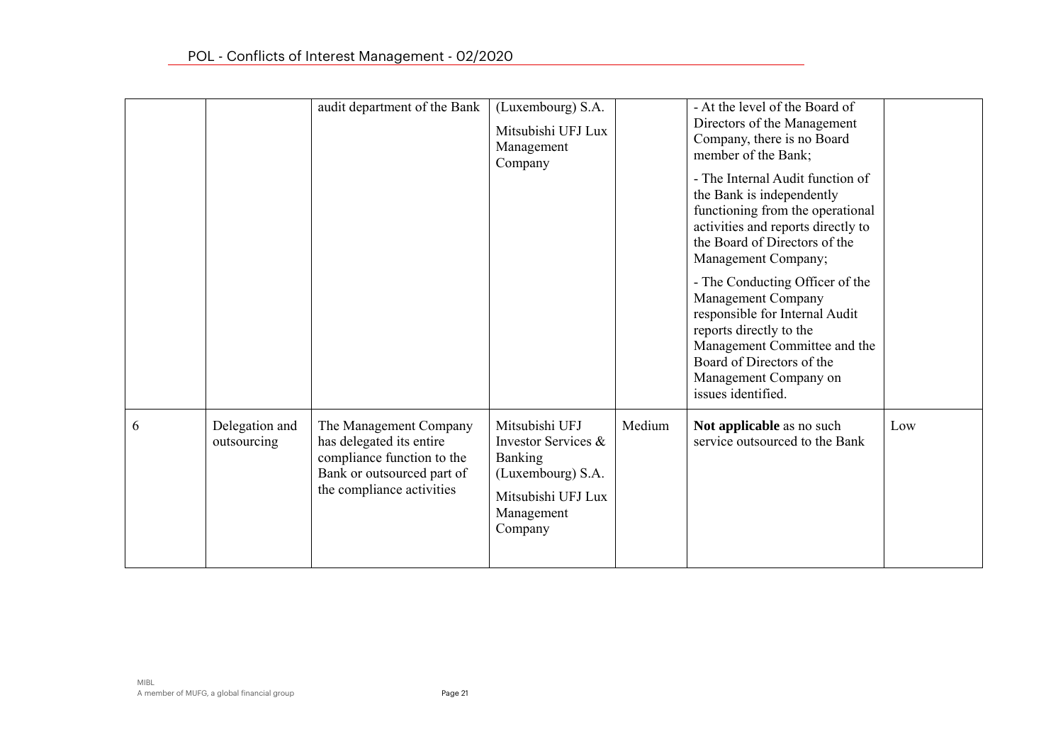| | | audit department of the Bank | (Luxembourg) S.A.<br><br>Mitsubishi UFJ Lux Management Company | | - At the level of the Board of Directors of the Management Company, there is no Board member of the Bank;<br><br>- The Internal Audit function of the Bank is independently functioning from the operational activities and reports directly to the Board of Directors of the Management Company;<br><br>- The Conducting Officer of the Management Company responsible for Internal Audit reports directly to the Management Committee and the Board of Directors of the Management Company on issues identified. | |
|---|---|---|---|---|---|---|
| 6 | Delegation and outsourcing | The Management Company has delegated its entire compliance function to the Bank or outsourced part of the compliance activities | Mitsubishi UFJ Investor Services & Banking (Luxembourg) S.A.<br><br>Mitsubishi UFJ Lux Management Company | Medium | **Not applicable** as no such service outsourced to the Bank | Low |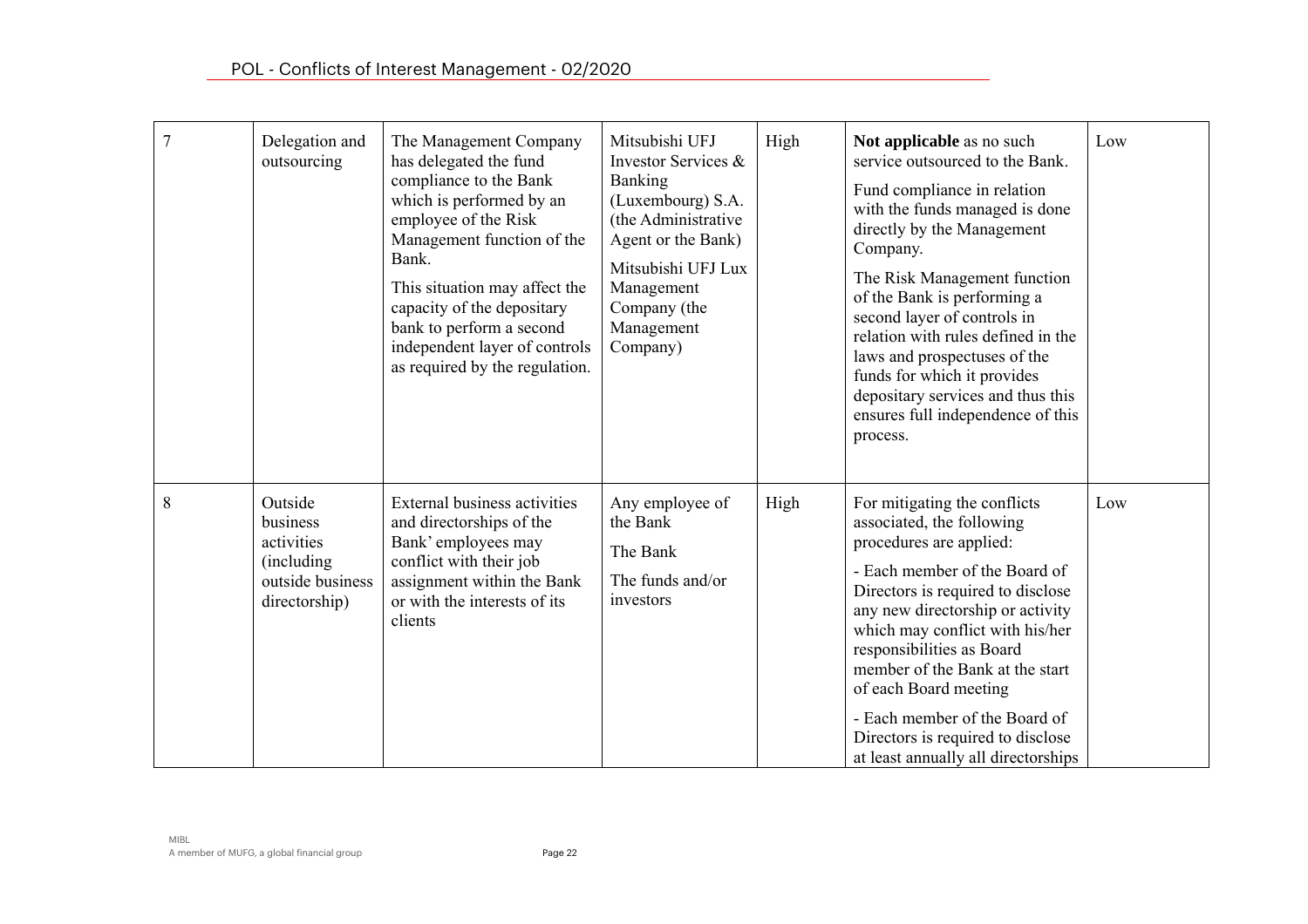| 7 | Delegation and outsourcing | The Management Company has delegated the fund compliance to the Bank which is performed by an employee of the Risk Management function of the Bank.<br><br>This situation may affect the capacity of the depositary bank to perform a second independent layer of controls as required by the regulation. | Mitsubishi UFJ Investor Services & Banking (Luxembourg) S.A. (the Administrative Agent or the Bank)<br><br>Mitsubishi UFJ Lux Management Company (the Management Company) | High | **Not applicable** as no such service outsourced to the Bank.<br><br>Fund compliance in relation with the funds managed is done directly by the Management Company.<br><br>The Risk Management function of the Bank is performing a second layer of controls in relation with rules defined in the laws and prospectuses of the funds for which it provides depositary services and thus this ensures full independence of this process. | Low |
|---|---|---|---|---|---|---|
| 8 | Outside business activities (including outside business directorship) | External business activities and directorships of the Bank' employees may conflict with their job assignment within the Bank or with the interests of its clients | Any employee of the Bank<br><br>The Bank<br><br>The funds and/or investors | High | For mitigating the conflicts associated, the following procedures are applied:<br><br>- Each member of the Board of Directors is required to disclose any new directorship or activity which may conflict with his/her responsibilities as Board member of the Bank at the start of each Board meeting<br><br>- Each member of the Board of Directors is required to disclose at least annually all directorships | Low |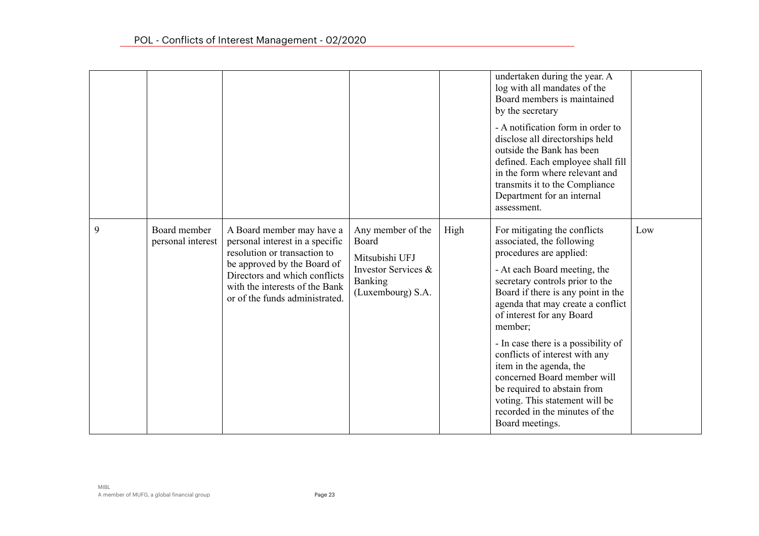| | | | | | | |
|---|---|---|---|---|---|---|
| | | | | | undertaken during the year. A log with all mandates of the Board members is maintained by the secretary<br><br>- A notification form in order to disclose all directorships held outside the Bank has been defined. Each employee shall fill in the form where relevant and transmits it to the Compliance Department for an internal assessment. | |
| 9 | Board member personal interest | A Board member may have a personal interest in a specific resolution or transaction to be approved by the Board of Directors and which conflicts with the interests of the Bank or of the funds administrated. | Any member of the Board<br><br>Mitsubishi UFJ Investor Services & Banking (Luxembourg) S.A. | High | For mitigating the conflicts associated, the following procedures are applied:<br><br>- At each Board meeting, the secretary controls prior to the Board if there is any point in the agenda that may create a conflict of interest for any Board member;<br><br>- In case there is a possibility of conflicts of interest with any item in the agenda, the concerned Board member will be required to abstain from voting. This statement will be recorded in the minutes of the Board meetings. | Low |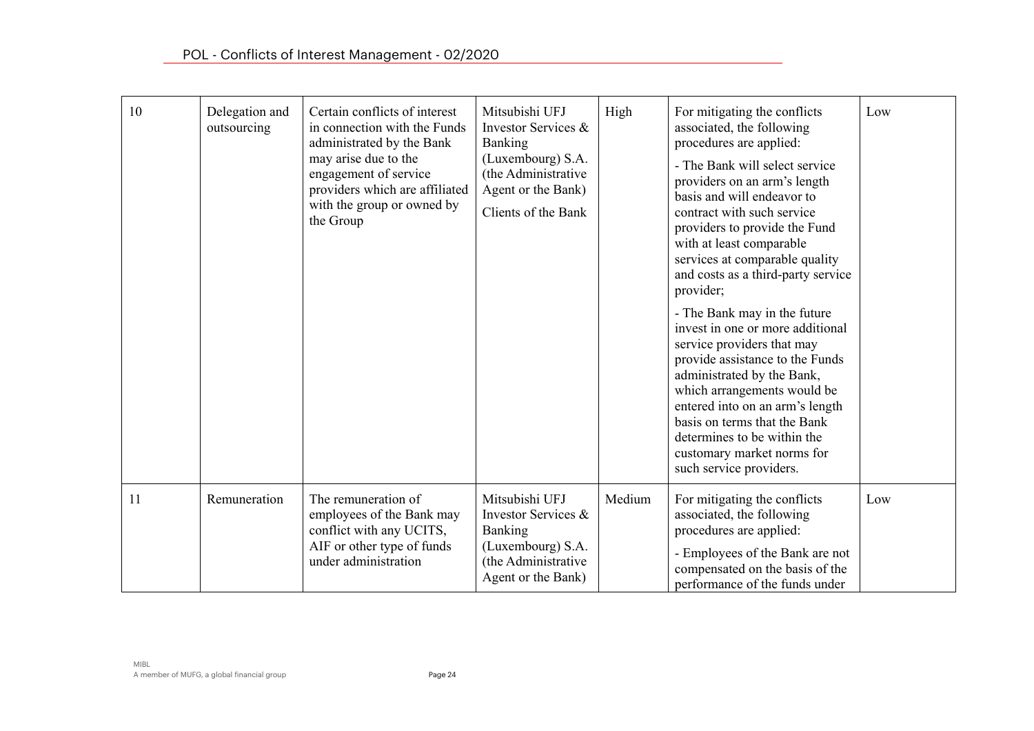| 10 | Delegation and outsourcing | Certain conflicts of interest in connection with the Funds administrated by the Bank may arise due to the engagement of service providers which are affiliated with the group or owned by the Group | Mitsubishi UFJ Investor Services & Banking (Luxembourg) S.A. (the Administrative Agent or the Bank)<br>Clients of the Bank | High | For mitigating the conflicts associated, the following procedures are applied:<br>- The Bank will select service providers on an arm's length basis and will endeavor to contract with such service providers to provide the Fund with at least comparable services at comparable quality and costs as a third-party service provider;<br>- The Bank may in the future invest in one or more additional service providers that may provide assistance to the Funds administrated by the Bank, which arrangements would be entered into on an arm's length basis on terms that the Bank determines to be within the customary market norms for such service providers. | Low |
|---|---|---|---|---|---|---|
| 11 | Remuneration | The remuneration of employees of the Bank may conflict with any UCITS, AIF or other type of funds under administration | Mitsubishi UFJ Investor Services & Banking (Luxembourg) S.A. (the Administrative Agent or the Bank) | Medium | For mitigating the conflicts associated, the following procedures are applied:<br>- Employees of the Bank are not compensated on the basis of the performance of the funds under | Low |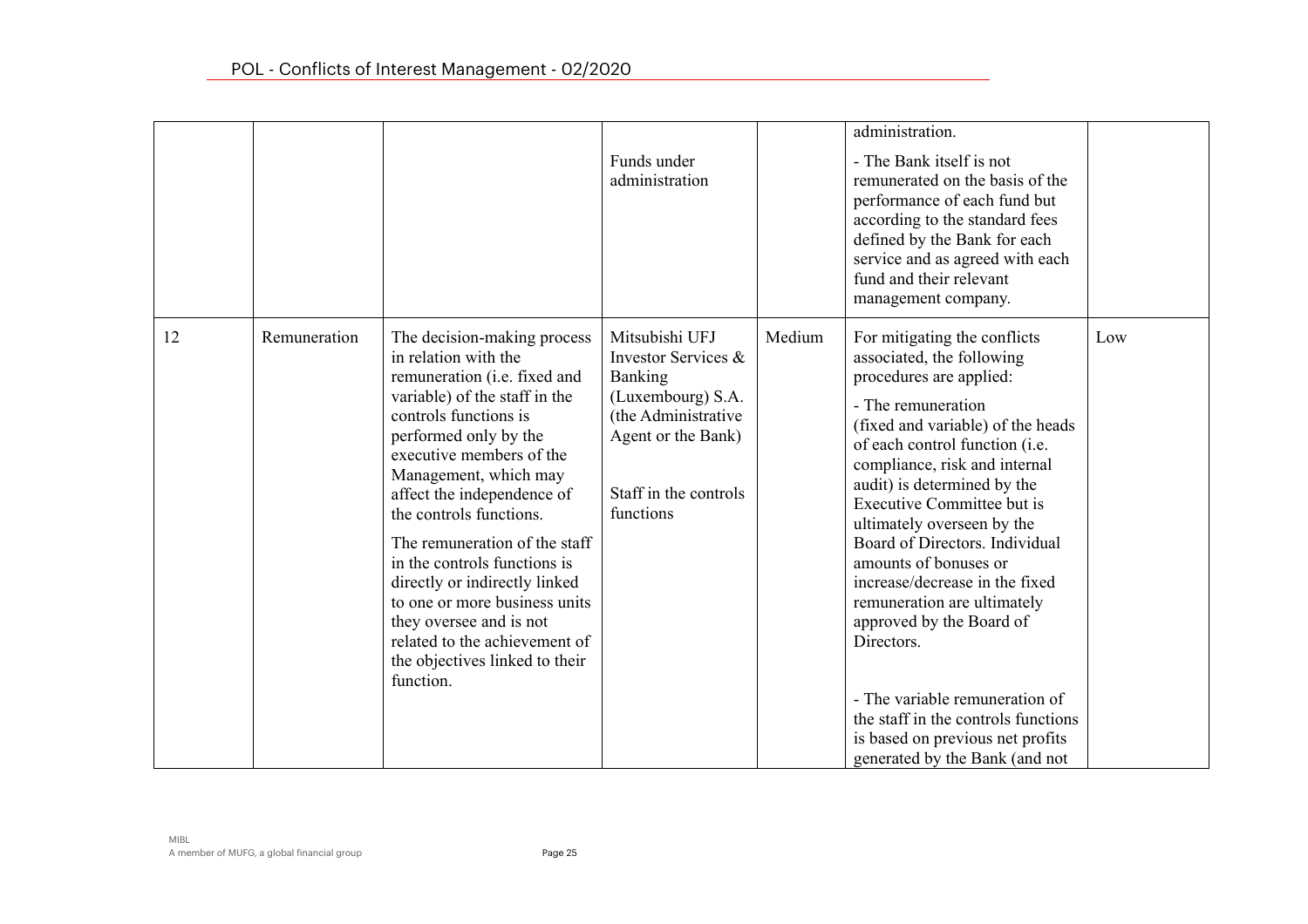|  |  |  | Funds under administration |  | administration.<br><br>- The Bank itself is not remunerated on the basis of the performance of each fund but according to the standard fees defined by the Bank for each service and as agreed with each fund and their relevant management company. |  |
|---|---|---|---|---|---|---|
| 12 | Remuneration | The decision-making process in relation with the remuneration (i.e. fixed and variable) of the staff in the controls functions is performed only by the executive members of the Management, which may affect the independence of the controls functions.<br><br>The remuneration of the staff in the controls functions is directly or indirectly linked to one or more business units they oversee and is not related to the achievement of the objectives linked to their function. | Mitsubishi UFJ Investor Services & Banking (Luxembourg) S.A. (the Administrative Agent or the Bank)<br><br>Staff in the controls functions | Medium | For mitigating the conflicts associated, the following procedures are applied:<br><br>- The remuneration (fixed and variable) of the heads of each control function (i.e. compliance, risk and internal audit) is determined by the Executive Committee but is ultimately overseen by the Board of Directors. Individual amounts of bonuses or increase/decrease in the fixed remuneration are ultimately approved by the Board of Directors.<br><br>- The variable remuneration of the staff in the controls functions is based on previous net profits generated by the Bank (and not | Low |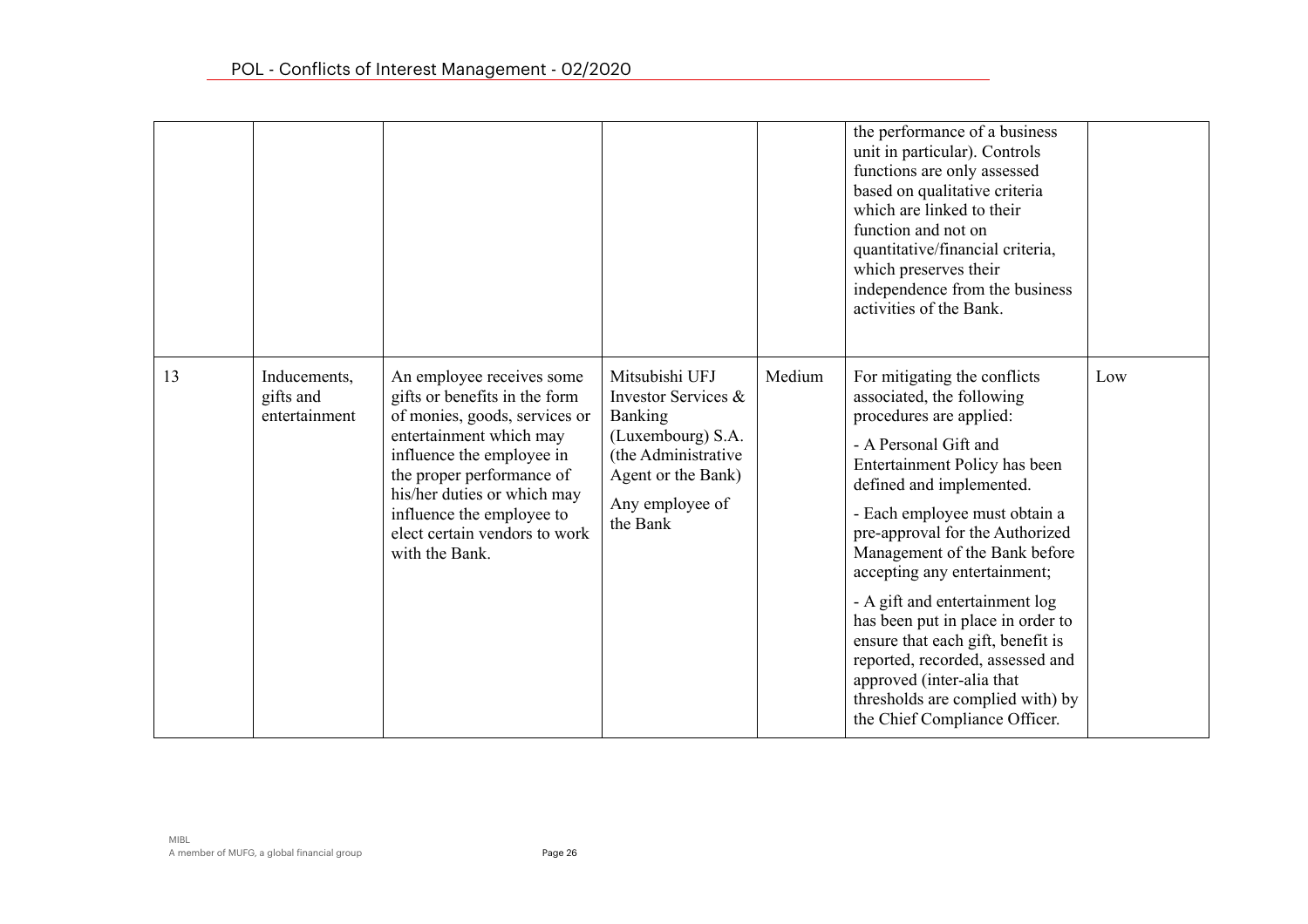| | | | | | | |
|---|---|---|---|---|---|---|
| | | | | | the performance of a business unit in particular). Controls functions are only assessed based on qualitative criteria which are linked to their function and not on quantitative/financial criteria, which preserves their independence from the business activities of the Bank. | |
| 13 | Inducements, gifts and entertainment | An employee receives some gifts or benefits in the form of monies, goods, services or entertainment which may influence the employee in the proper performance of his/her duties or which may influence the employee to elect certain vendors to work with the Bank. | Mitsubishi UFJ Investor Services & Banking (Luxembourg) S.A. (the Administrative Agent or the Bank)<br><br>Any employee of the Bank | Medium | For mitigating the conflicts associated, the following procedures are applied:<br><br>- A Personal Gift and Entertainment Policy has been defined and implemented.<br><br>- Each employee must obtain a pre-approval for the Authorized Management of the Bank before accepting any entertainment;<br><br>- A gift and entertainment log has been put in place in order to ensure that each gift, benefit is reported, recorded, assessed and approved (inter-alia that thresholds are complied with) by the Chief Compliance Officer. | Low |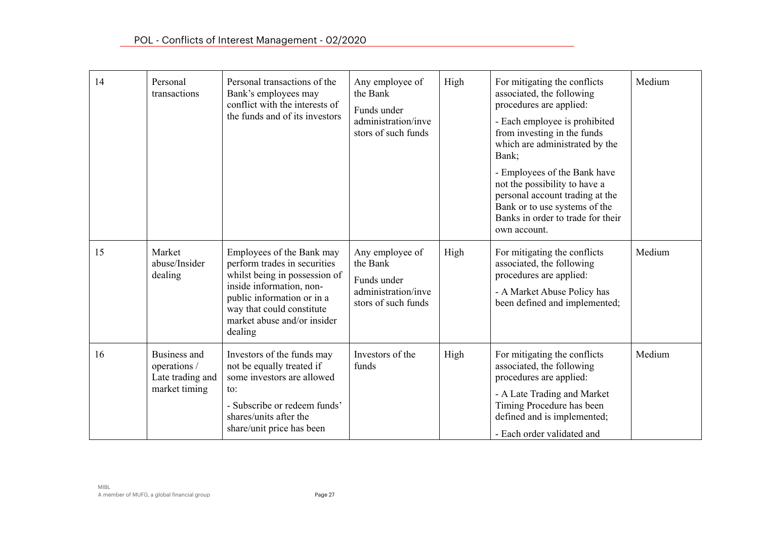| 14 | Personal transactions | Personal transactions of the Bank's employees may conflict with the interests of the funds and of its investors | Any employee of the Bank<br>Funds under administration/investors of such funds | High | For mitigating the conflicts associated, the following procedures are applied:<br>- Each employee is prohibited from investing in the funds which are administrated by the Bank;<br>- Employees of the Bank have not the possibility to have a personal account trading at the Bank or to use systems of the Banks in order to trade for their own account. | Medium |
|---|---|---|---|---|---|---|
| 15 | Market abuse/Insider dealing | Employees of the Bank may perform trades in securities whilst being in possession of inside information, non-public information or in a way that could constitute market abuse and/or insider dealing | Any employee of the Bank<br>Funds under administration/investors of such funds | High | For mitigating the conflicts associated, the following procedures are applied:<br>- A Market Abuse Policy has been defined and implemented; | Medium |
| 16 | Business and operations / Late trading and market timing | Investors of the funds may not be equally treated if some investors are allowed to:<br>- Subscribe or redeem funds' shares/units after the share/unit price has been | Investors of the funds | High | For mitigating the conflicts associated, the following procedures are applied:<br>- A Late Trading and Market Timing Procedure has been defined and is implemented;<br>- Each order validated and | Medium |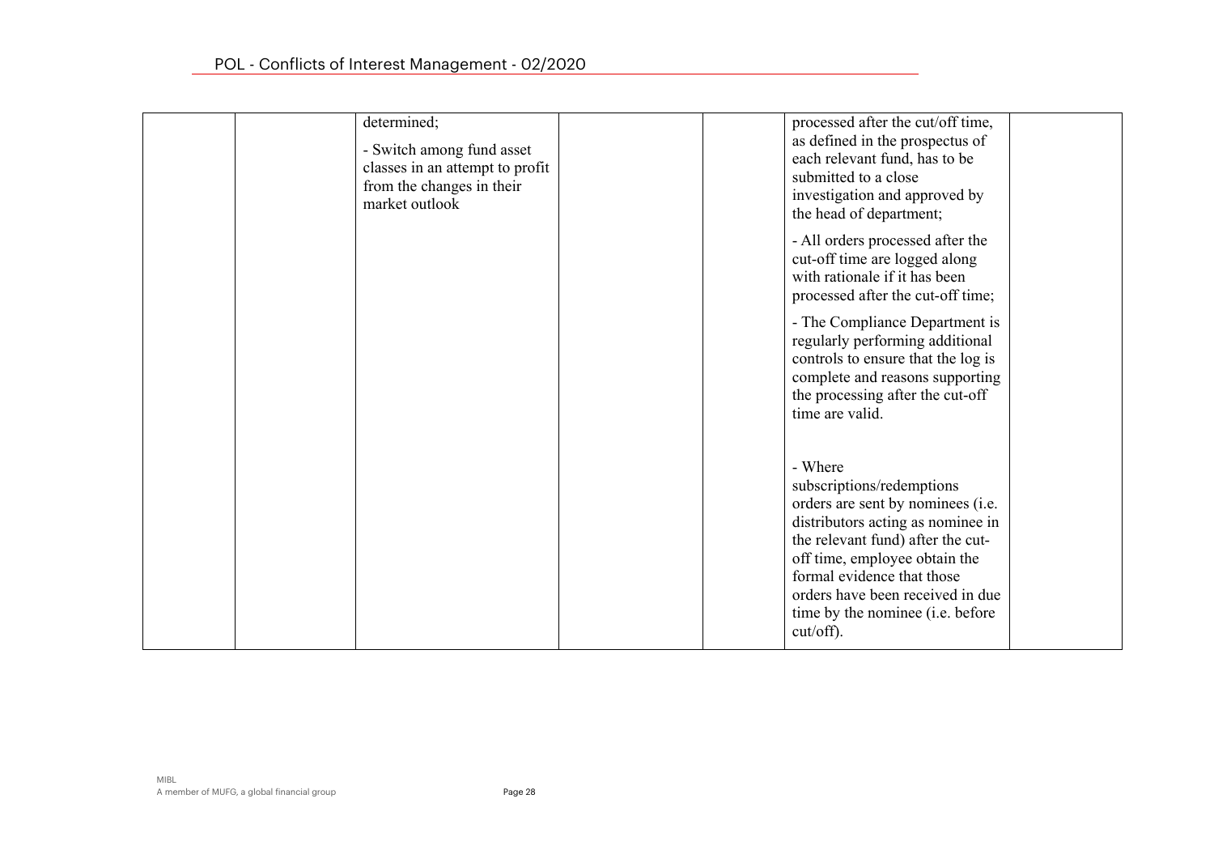| | | | | | | |
|---|---|---|---|---|---|---|
| | | determined;<br><br>- Switch among fund asset classes in an attempt to profit from the changes in their market outlook | | | processed after the cut/off time, as defined in the prospectus of each relevant fund, has to be submitted to a close investigation and approved by the head of department;<br><br>- All orders processed after the cut-off time are logged along with rationale if it has been processed after the cut-off time;<br><br>- The Compliance Department is regularly performing additional controls to ensure that the log is complete and reasons supporting the processing after the cut-off time are valid.<br><br>- Where subscriptions/redemptions orders are sent by nominees (i.e. distributors acting as nominee in the relevant fund) after the cut-off time, employee obtain the formal evidence that those orders have been received in due time by the nominee (i.e. before cut/off). | |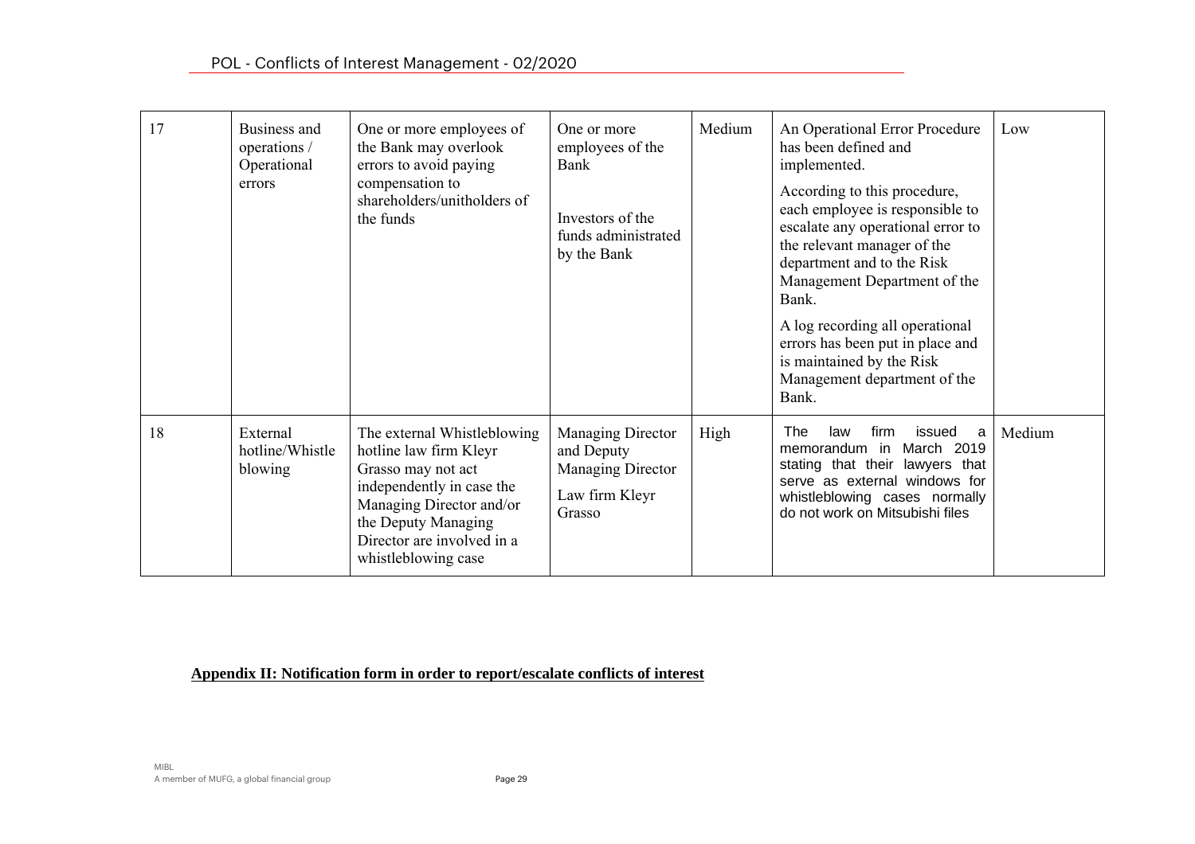| 17 | Business and operations / Operational errors | One or more employees of the Bank may overlook errors to avoid paying compensation to shareholders/unitholders of the funds | One or more employees of the Bank<br><br>Investors of the funds administrated by the Bank | Medium | An Operational Error Procedure has been defined and implemented.<br><br>According to this procedure, each employee is responsible to escalate any operational error to the relevant manager of the department and to the Risk Management Department of the Bank.<br><br>A log recording all operational errors has been put in place and is maintained by the Risk Management department of the Bank. | Low |
|---|---|---|---|---|---|---|
| 18 | External hotline/Whistle blowing | The external Whistleblowing hotline law firm Kleyr Grasso may not act independently in case the Managing Director and/or the Deputy Managing Director are involved in a whistleblowing case | Managing Director and Deputy Managing Director<br><br>Law firm Kleyr Grasso | High | The law firm issued a memorandum in March 2019 stating that their lawyers that serve as external windows for whistleblowing cases normally do not work on Mitsubishi files | Medium |

**Appendix II: Notification form in order to report/escalate conflicts of interest**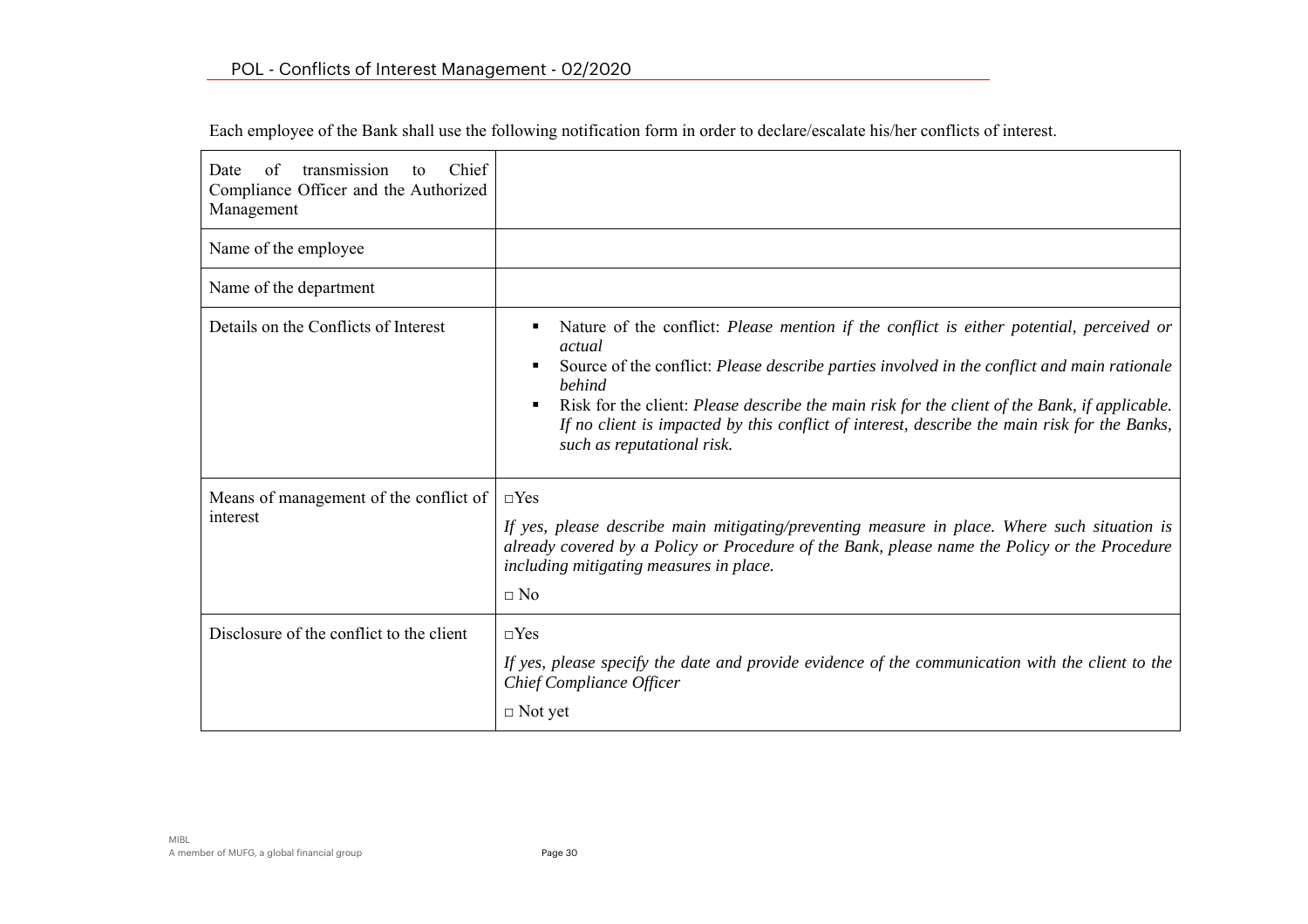Each employee of the Bank shall use the following notification form in order to declare/escalate his/her conflicts of interest.

| | |
|---|---|
| Date of transmission to Chief Compliance Officer and the Authorized Management | |
| Name of the employee | |
| Name of the department | |
| Details on the Conflicts of Interest | ▪ Nature of the conflict: *Please mention if the conflict is either potential, perceived or actual*<br>▪ Source of the conflict: *Please describe parties involved in the conflict and main rationale behind*<br>▪ Risk for the client: *Please describe the main risk for the client of the Bank, if applicable. If no client is impacted by this conflict of interest, describe the main risk for the Banks, such as reputational risk.* |
| Means of management of the conflict of interest | □Yes<br>*If yes, please describe main mitigating/preventing measure in place. Where such situation is already covered by a Policy or Procedure of the Bank, please name the Policy or the Procedure including mitigating measures in place.*<br>□ No |
| Disclosure of the conflict to the client | □Yes<br>*If yes, please specify the date and provide evidence of the communication with the client to the Chief Compliance Officer*<br>□ Not yet |